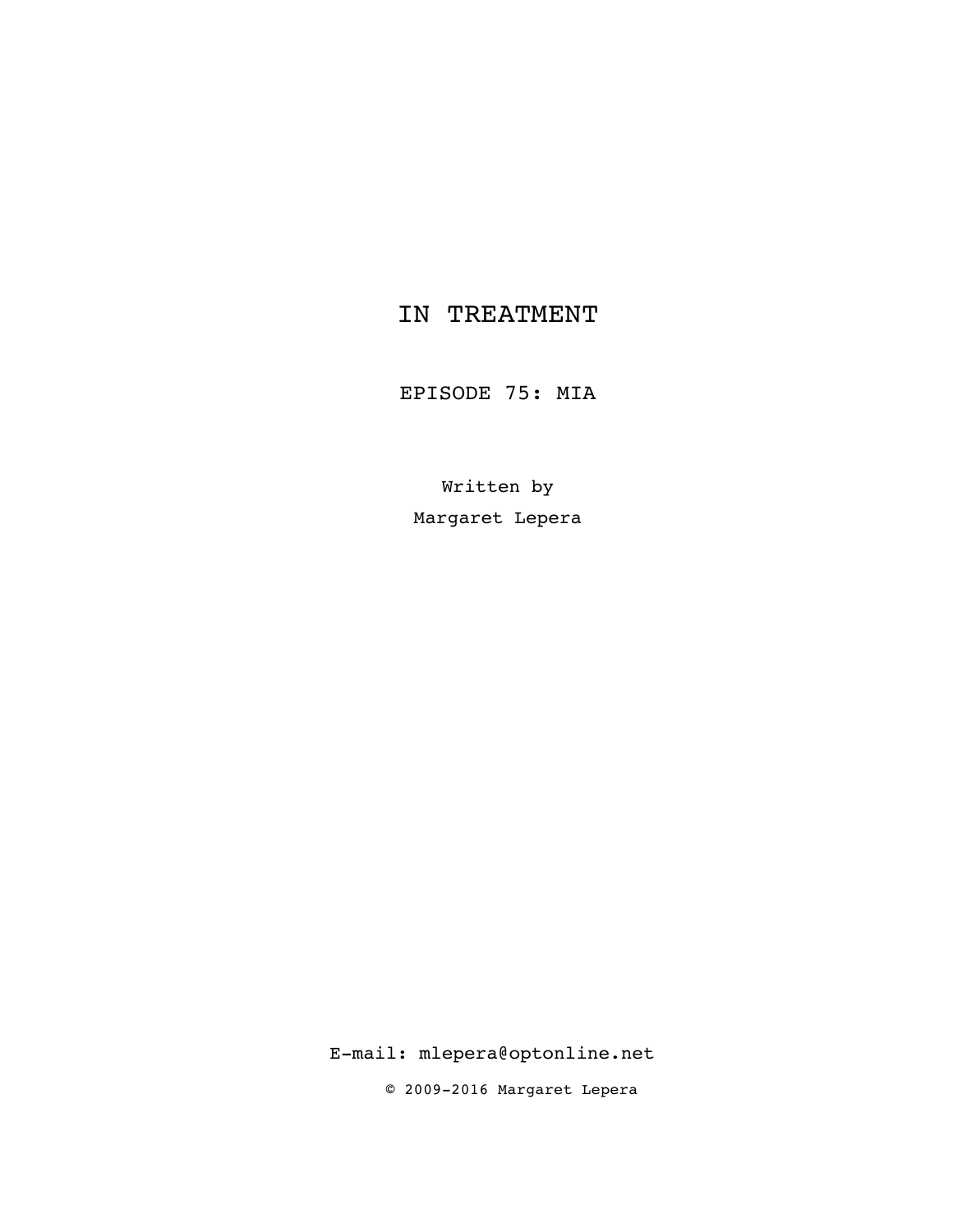# IN TREATMENT

## EPISODE 75: MIA

Written by

Margaret Lepera

E-mail: mlepera@optonline.net

© 2009-2016 Margaret Lepera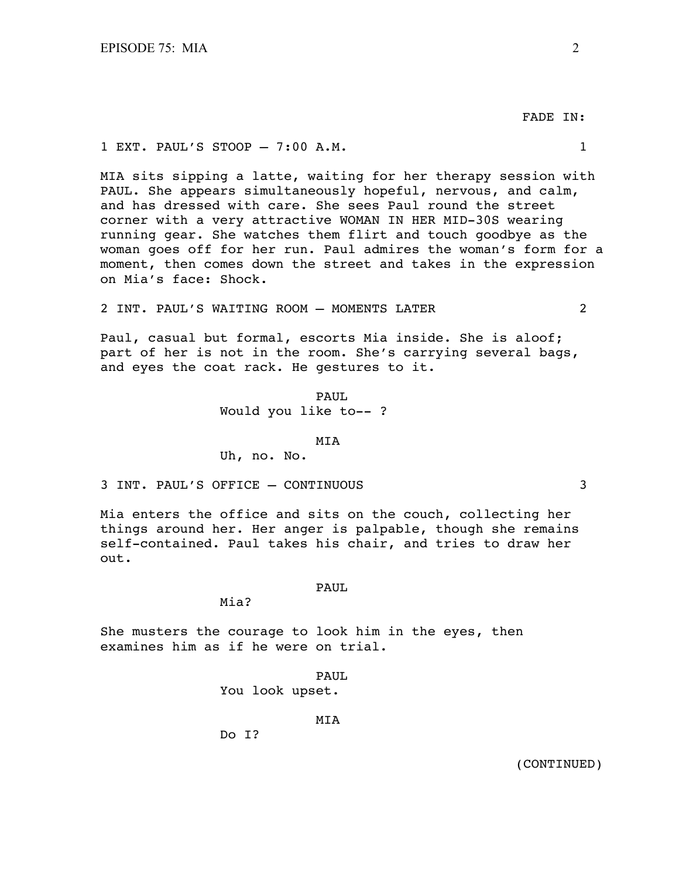FADE IN:

1 EXT. PAUL'S STOOP — 7:00 A.M. 1

MIA sits sipping a latte, waiting for her therapy session with PAUL. She appears simultaneously hopeful, nervous, and calm, and has dressed with care. She sees Paul round the street corner with a very attractive WOMAN IN HER MID-30S wearing running gear. She watches them flirt and touch goodbye as the woman goes off for her run. Paul admires the woman's form for a moment, then comes down the street and takes in the expression on Mia's face: Shock.

2 INT. PAUL'S WAITING ROOM — MOMENTS LATER 2

Paul, casual but formal, escorts Mia inside. She is aloof; part of her is not in the room. She's carrying several bags, and eyes the coat rack. He gestures to it.

PAUL
Would you like to-- ?

MIA
Uh, no. No.

3 INT. PAUL'S OFFICE — CONTINUOUS 3

Mia enters the office and sits on the couch, collecting her things around her. Her anger is palpable, though she remains self-contained. Paul takes his chair, and tries to draw her out.

PAUL
Mia?

She musters the courage to look him in the eyes, then examines him as if he were on trial.

PAUL
You look upset.

MIA
Do I?

(CONTINUED)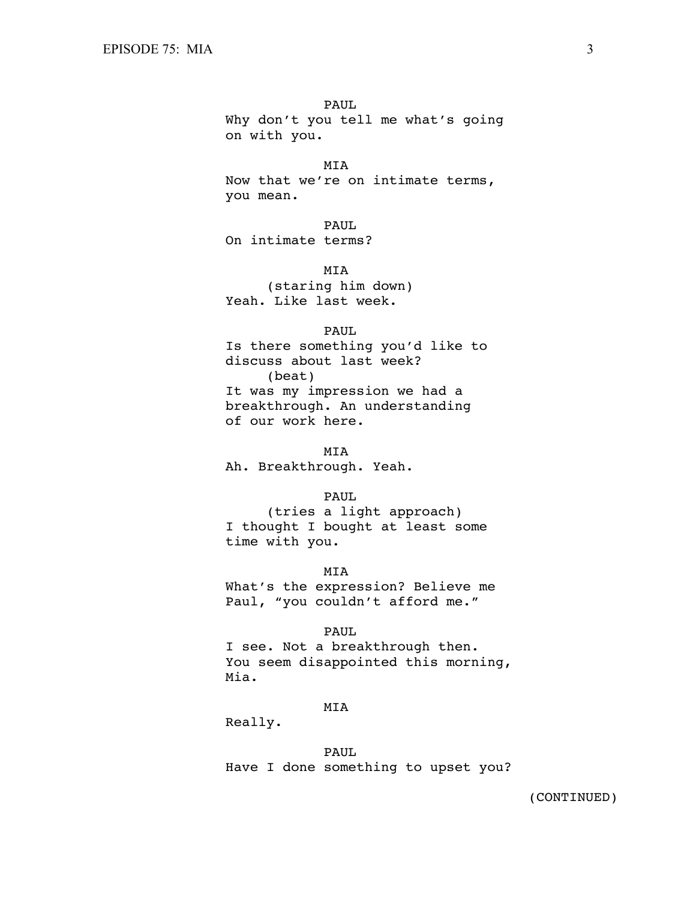PAUL
Why don't you tell me what's going on with you.

MIA
Now that we're on intimate terms, you mean.

PAUL
On intimate terms?

MIA
(staring him down)
Yeah. Like last week.

PAUL
Is there something you'd like to discuss about last week?
(beat)
It was my impression we had a breakthrough. An understanding of our work here.

MIA
Ah. Breakthrough. Yeah.

PAUL
(tries a light approach)
I thought I bought at least some time with you.

MIA
What's the expression? Believe me Paul, "you couldn't afford me."

PAUL
I see. Not a breakthrough then. You seem disappointed this morning, Mia.

MIA
Really.

PAUL
Have I done something to upset you?

(CONTINUED)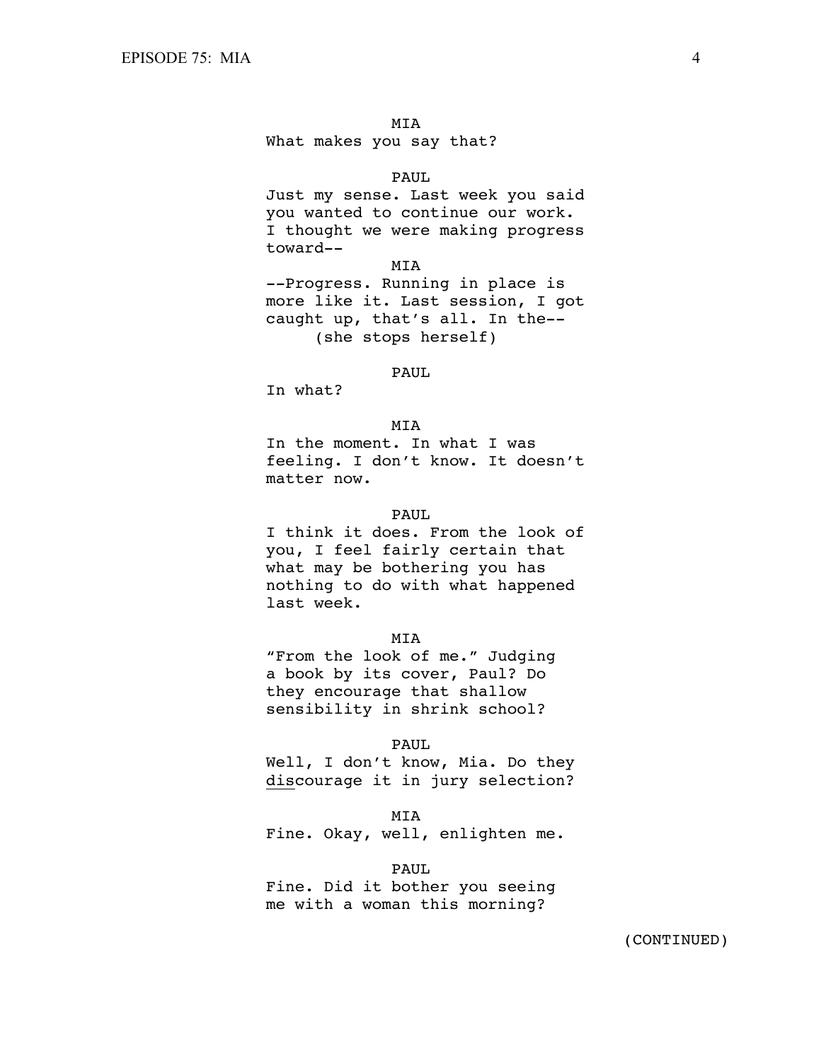MIA

What makes you say that?

PAUL

Just my sense. Last week you said you wanted to continue our work. I thought we were making progress toward--

MIA

--Progress. Running in place is more like it. Last session, I got caught up, that's all. In the--

(she stops herself)

PAUL

In what?

MIA

In the moment. In what I was feeling. I don't know. It doesn't matter now.

PAUL

I think it does. From the look of you, I feel fairly certain that what may be bothering you has nothing to do with what happened last week.

MIA

"From the look of me." Judging a book by its cover, Paul? Do they encourage that shallow sensibility in shrink school?

PAUL

Well, I don't know, Mia. Do they <u>dis</u>courage it in jury selection?

MIA

Fine. Okay, well, enlighten me.

PAUL

Fine. Did it bother you seeing me with a woman this morning?

(CONTINUED)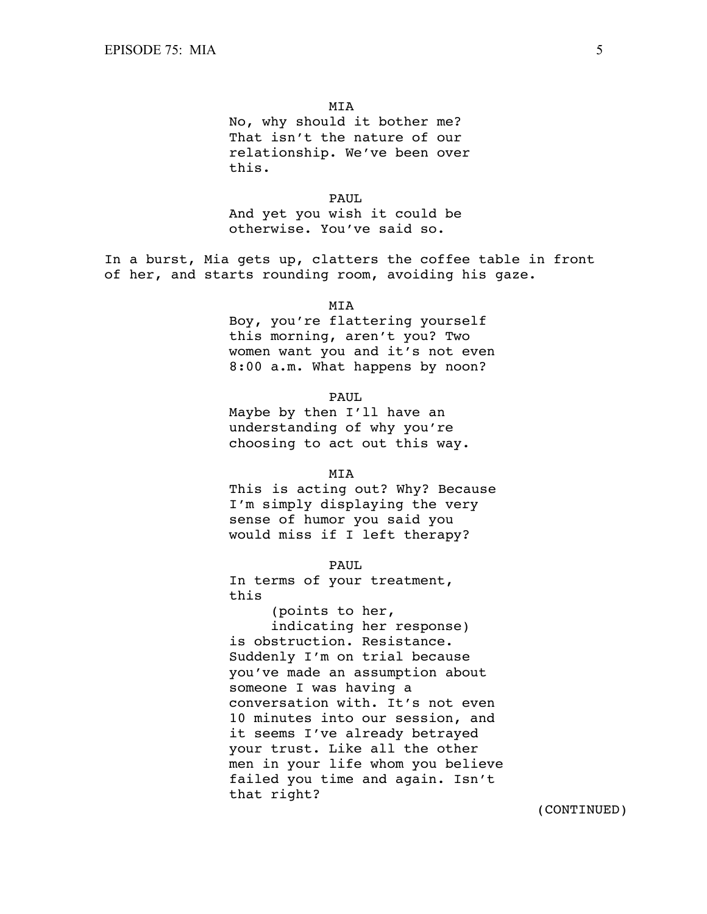MIA

No, why should it bother me? That isn't the nature of our relationship. We've been over this.

PAUL

And yet you wish it could be otherwise. You've said so.

In a burst, Mia gets up, clatters the coffee table in front of her, and starts rounding room, avoiding his gaze.

MIA

Boy, you're flattering yourself this morning, aren't you? Two women want you and it's not even 8:00 a.m. What happens by noon?

PAUL

Maybe by then I'll have an understanding of why you're choosing to act out this way.

MIA

This is acting out? Why? Because I'm simply displaying the very sense of humor you said you would miss if I left therapy?

PAUL

In terms of your treatment, this

(points to her, indicating her response)

is obstruction. Resistance. Suddenly I'm on trial because you've made an assumption about someone I was having a conversation with. It's not even 10 minutes into our session, and it seems I've already betrayed your trust. Like all the other men in your life whom you believe failed you time and again. Isn't that right?

(CONTINUED)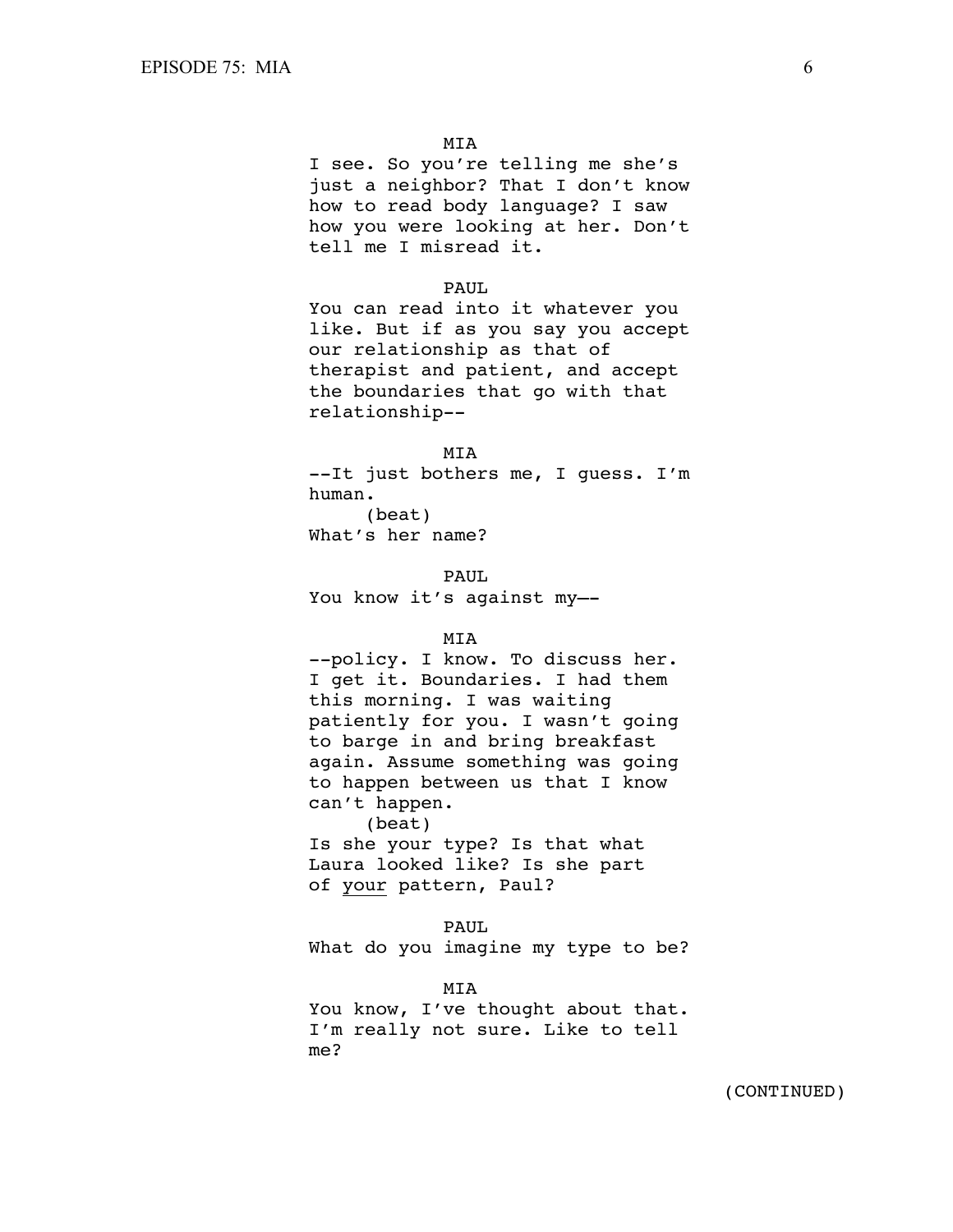MIA

I see. So you're telling me she's just a neighbor? That I don't know how to read body language? I saw how you were looking at her. Don't tell me I misread it.

PAUL

You can read into it whatever you like. But if as you say you accept our relationship as that of therapist and patient, and accept the boundaries that go with that relationship--

MIA

--It just bothers me, I guess. I'm human.

(beat)

What's her name?

PAUL

You know it's against my––

MIA

--policy. I know. To discuss her. I get it. Boundaries. I had them this morning. I was waiting patiently for you. I wasn't going to barge in and bring breakfast again. Assume something was going to happen between us that I know can't happen.

(beat)

Is she your type? Is that what Laura looked like? Is she part of <u>your</u> pattern, Paul?

PAUL

What do you imagine my type to be?

MIA

You know, I've thought about that. I'm really not sure. Like to tell me?

(CONTINUED)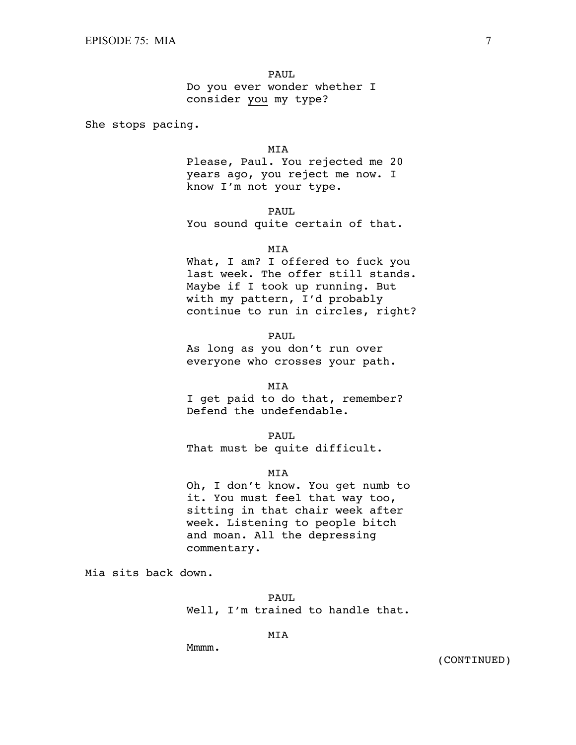PAUL

Do you ever wonder whether I consider _you_ my type?

She stops pacing.

MIA

Please, Paul. You rejected me 20 years ago, you reject me now. I know I'm not your type.

PAUL

You sound quite certain of that.

MIA

What, I am? I offered to fuck you last week. The offer still stands. Maybe if I took up running. But with my pattern, I'd probably continue to run in circles, right?

PAUL

As long as you don't run over everyone who crosses your path.

MIA

I get paid to do that, remember? Defend the undefendable.

PAUL

That must be quite difficult.

MIA

Oh, I don't know. You get numb to it. You must feel that way too, sitting in that chair week after week. Listening to people bitch and moan. All the depressing commentary.

Mia sits back down.

PAUL

Well, I'm trained to handle that.

MIA

Mmmm.

(CONTINUED)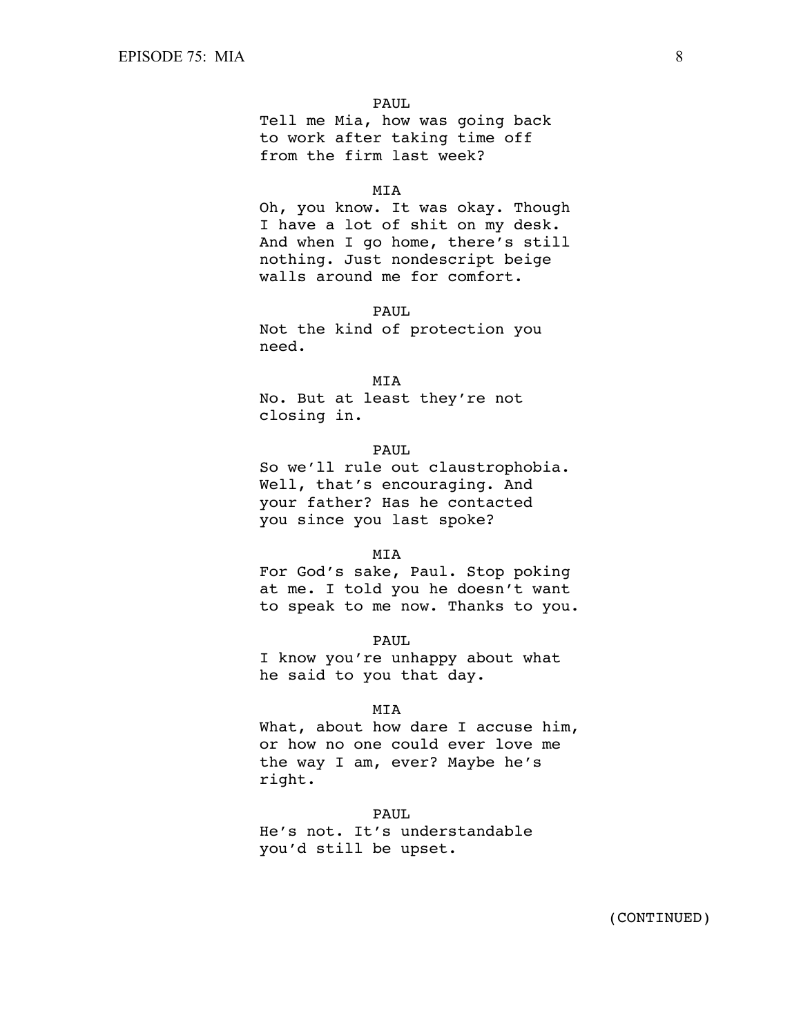PAUL

Tell me Mia, how was going back to work after taking time off from the firm last week?

MIA

Oh, you know. It was okay. Though I have a lot of shit on my desk. And when I go home, there's still nothing. Just nondescript beige walls around me for comfort.

PAUL

Not the kind of protection you need.

MIA

No. But at least they're not closing in.

PAUL

So we'll rule out claustrophobia. Well, that's encouraging. And your father? Has he contacted you since you last spoke?

MIA

For God's sake, Paul. Stop poking at me. I told you he doesn't want to speak to me now. Thanks to you.

PAUL

I know you're unhappy about what he said to you that day.

MIA

What, about how dare I accuse him, or how no one could ever love me the way I am, ever? Maybe he's right.

PAUL

He's not. It's understandable you'd still be upset.

(CONTINUED)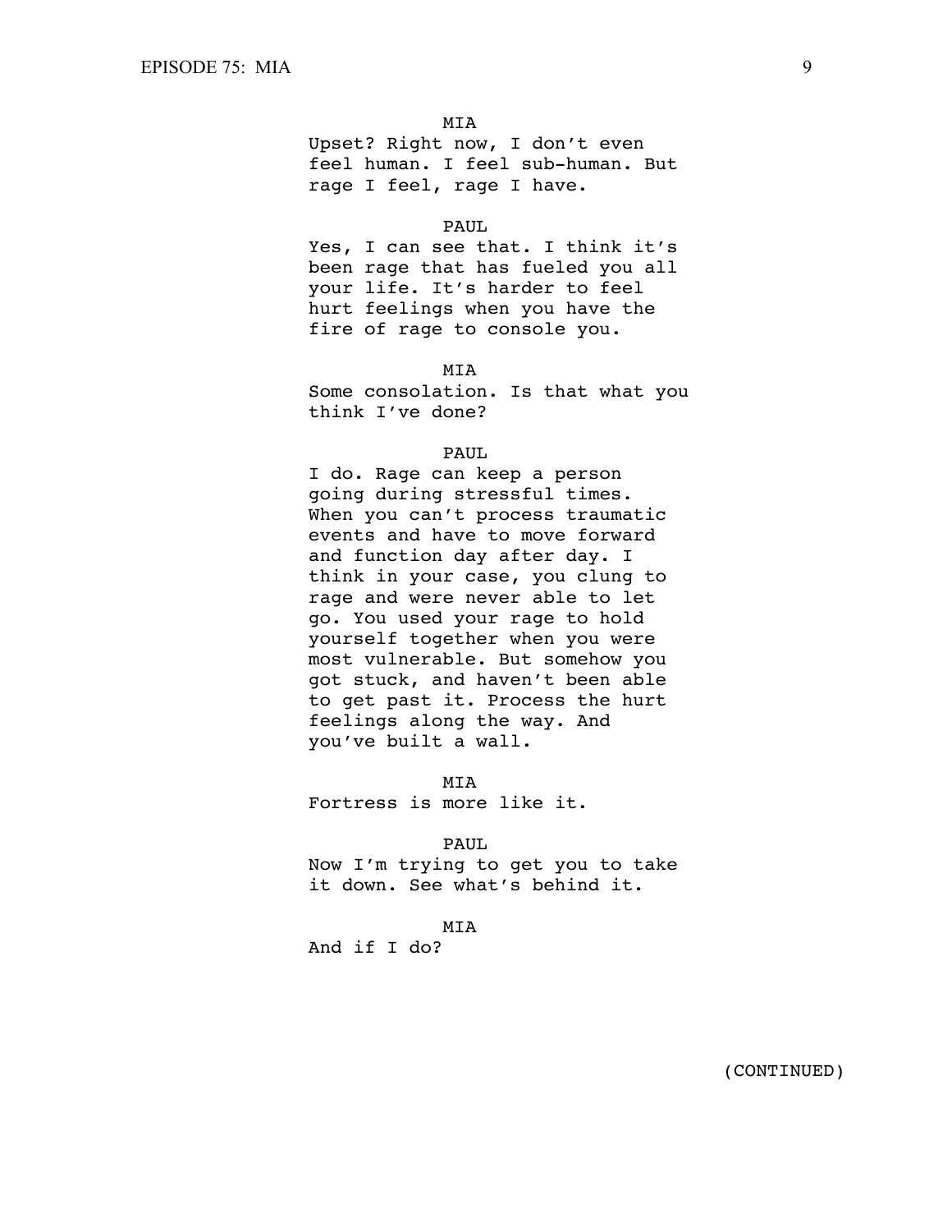MIA

Upset? Right now, I don't even feel human. I feel sub-human. But rage I feel, rage I have.

PAUL

Yes, I can see that. I think it's been rage that has fueled you all your life. It's harder to feel hurt feelings when you have the fire of rage to console you.

MIA

Some consolation. Is that what you think I've done?

PAUL

I do. Rage can keep a person going during stressful times. When you can't process traumatic events and have to move forward and function day after day. I think in your case, you clung to rage and were never able to let go. You used your rage to hold yourself together when you were most vulnerable. But somehow you got stuck, and haven't been able to get past it. Process the hurt feelings along the way. And you've built a wall.

MIA

Fortress is more like it.

PAUL

Now I'm trying to get you to take it down. See what's behind it.

MIA

And if I do?

(CONTINUED)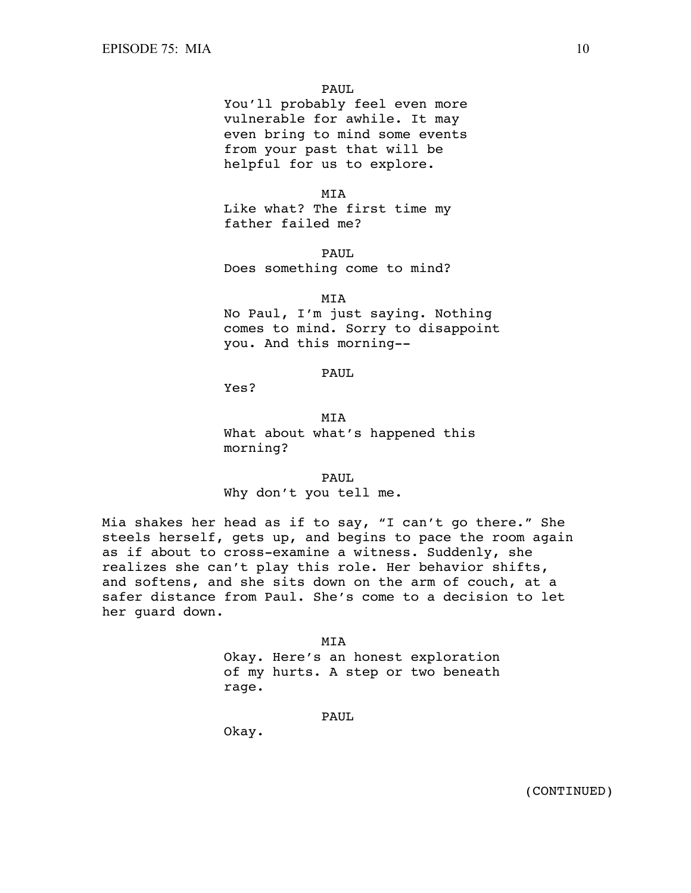PAUL

You'll probably feel even more vulnerable for awhile. It may even bring to mind some events from your past that will be helpful for us to explore.

MIA

Like what? The first time my father failed me?

PAUL

Does something come to mind?

MIA

No Paul, I'm just saying. Nothing comes to mind. Sorry to disappoint you. And this morning--

PAUL

Yes?

MIA

What about what's happened this morning?

PAUL

Why don't you tell me.

Mia shakes her head as if to say, "I can't go there." She steels herself, gets up, and begins to pace the room again as if about to cross-examine a witness. Suddenly, she realizes she can't play this role. Her behavior shifts, and softens, and she sits down on the arm of couch, at a safer distance from Paul. She's come to a decision to let her guard down.

MIA

Okay. Here's an honest exploration of my hurts. A step or two beneath rage.

PAUL

Okay.

(CONTINUED)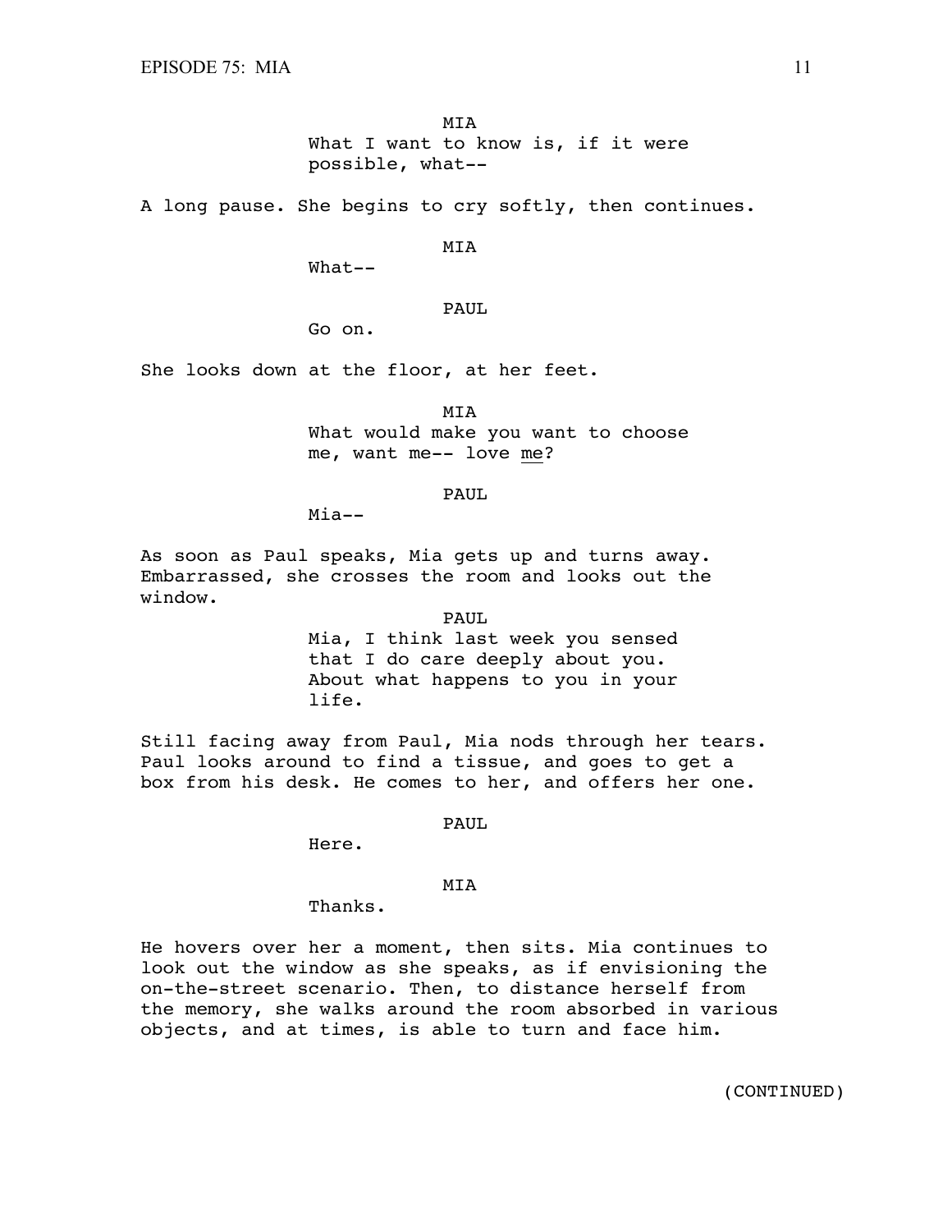MIA

What I want to know is, if it were possible, what--

A long pause. She begins to cry softly, then continues.

MIA

What--

PAUL

Go on.

She looks down at the floor, at her feet.

MIA

What would make you want to choose me, want me-- love <u>me</u>?

PAUL

Mia--

As soon as Paul speaks, Mia gets up and turns away. Embarrassed, she crosses the room and looks out the window.

PAUL

Mia, I think last week you sensed that I do care deeply about you. About what happens to you in your life.

Still facing away from Paul, Mia nods through her tears. Paul looks around to find a tissue, and goes to get a box from his desk. He comes to her, and offers her one.

PAUL

Here.

MIA

Thanks.

He hovers over her a moment, then sits. Mia continues to look out the window as she speaks, as if envisioning the on-the-street scenario. Then, to distance herself from the memory, she walks around the room absorbed in various objects, and at times, is able to turn and face him.

(CONTINUED)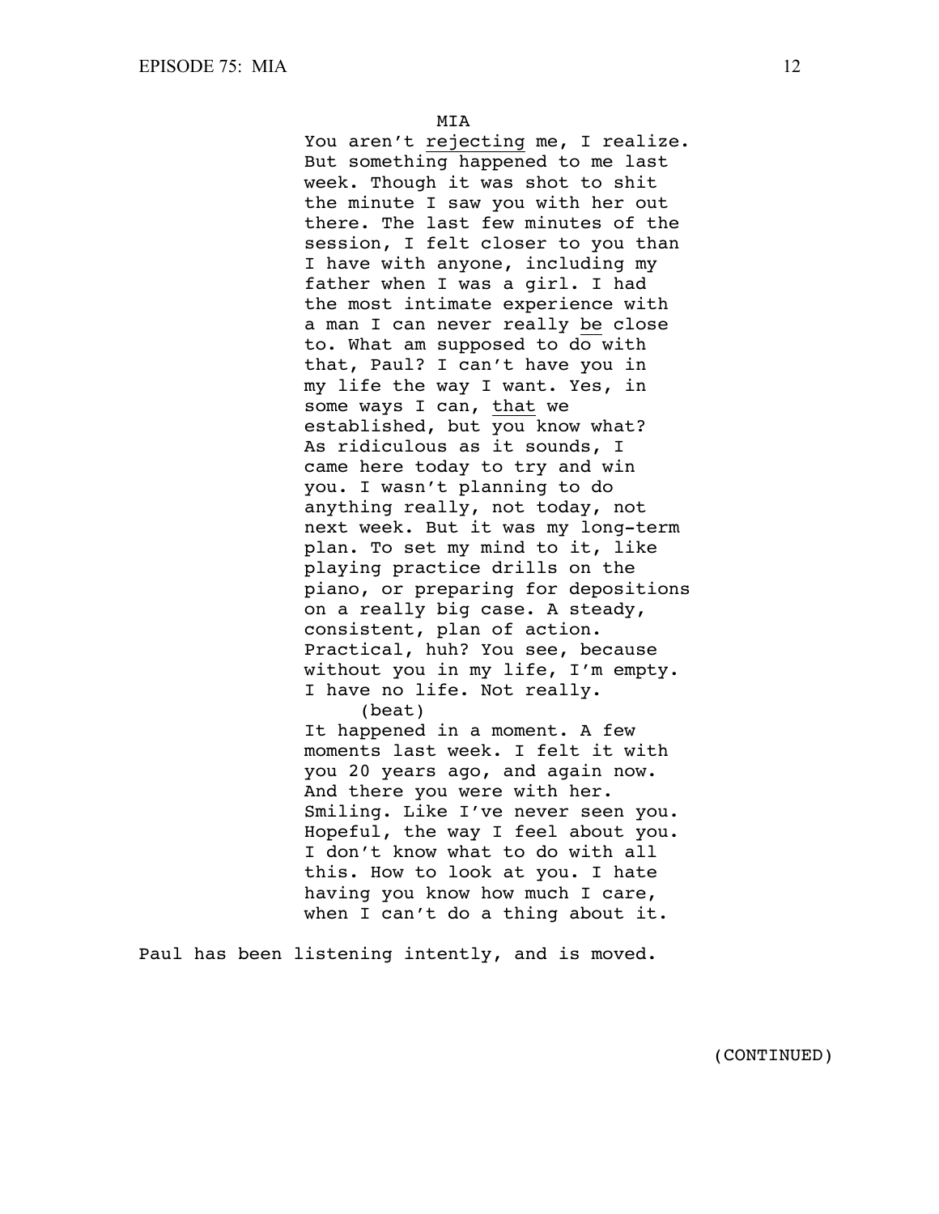MIA

You aren't *rejecting* me, I realize. But something happened to me last week. Though it was shot to shit the minute I saw you with her out there. The last few minutes of the session, I felt closer to you than I have with anyone, including my father when I was a girl. I had the most intimate experience with a man I can never really *be* close to. What am supposed to do with that, Paul? I can't have you in my life the way I want. Yes, in some ways I can, *that* we established, but *you* know what? As ridiculous as it sounds, I came here today to try and win you. I wasn't planning to do anything really, not today, not next week. But it was my long-term plan. To set my mind to it, like playing practice drills on the piano, or preparing for depositions on a really big case. A steady, consistent, plan of action. Practical, huh? You see, because without you in my life, I'm empty. I have no life. Not really.

(beat)

It happened in a moment. A few moments last week. I felt it with you 20 years ago, and again now. And there you were with her. Smiling. Like I've never seen you. Hopeful, the way I feel about you. I don't know what to do with all this. How to look at you. I hate having you know how much I care, when I can't do a thing about it.

Paul has been listening intently, and is moved.

(CONTINUED)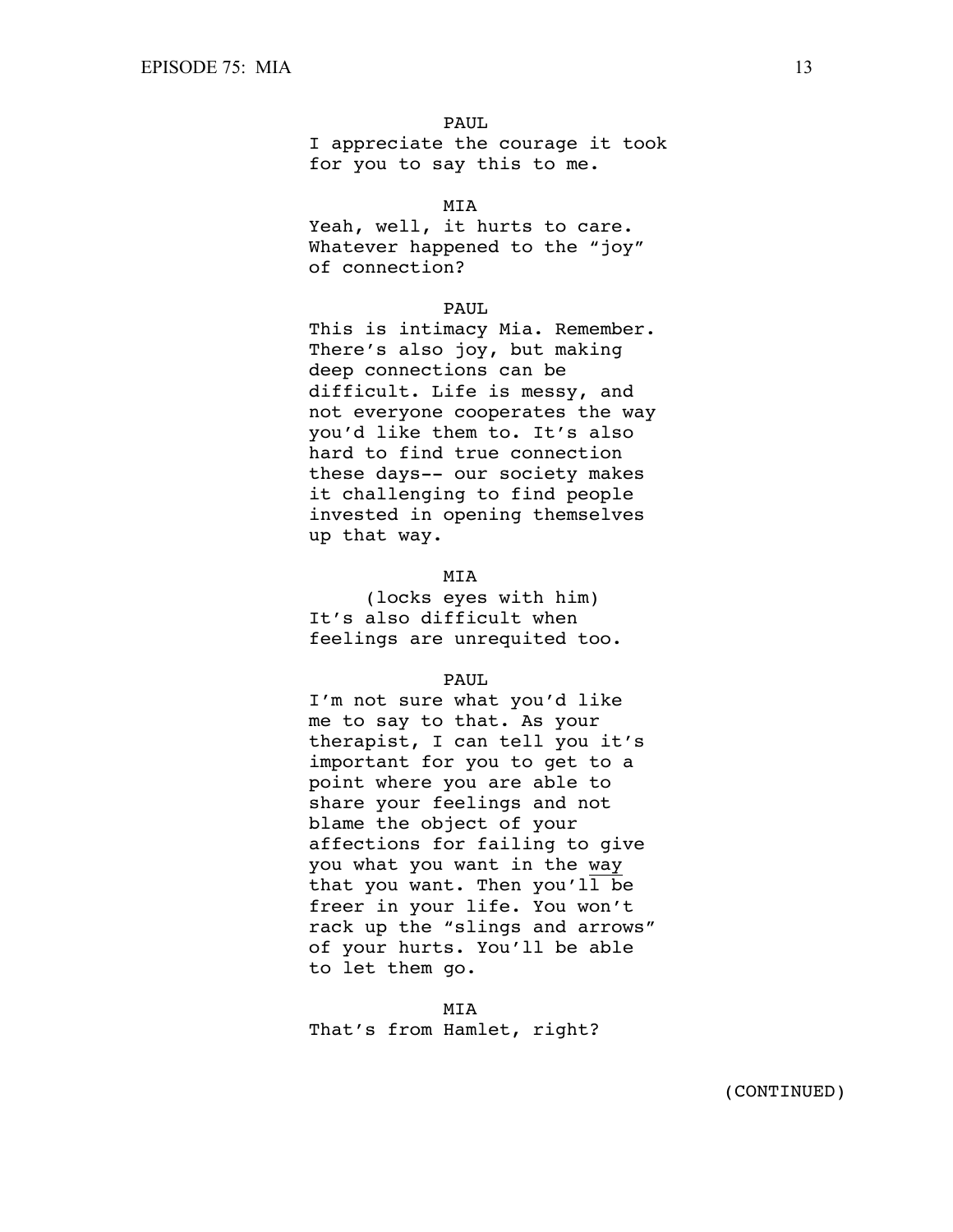PAUL

I appreciate the courage it took for you to say this to me.

MIA

Yeah, well, it hurts to care. Whatever happened to the “joy” of connection?

PAUL

This is intimacy Mia. Remember. There’s also joy, but making deep connections can be difficult. Life is messy, and not everyone cooperates the way you’d like them to. It’s also hard to find true connection these days-- our society makes it challenging to find people invested in opening themselves up that way.

MIA

(locks eyes with him)

It’s also difficult when feelings are unrequited too.

PAUL

I’m not sure what you’d like me to say to that. As your therapist, I can tell you it’s important for you to get to a point where you are able to share your feelings and not blame the object of your affections for failing to give you what you want in the <u>way</u> that you want. Then you’ll be freer in your life. You won’t rack up the “slings and arrows” of your hurts. You’ll be able to let them go.

MIA

That’s from Hamlet, right?

(CONTINUED)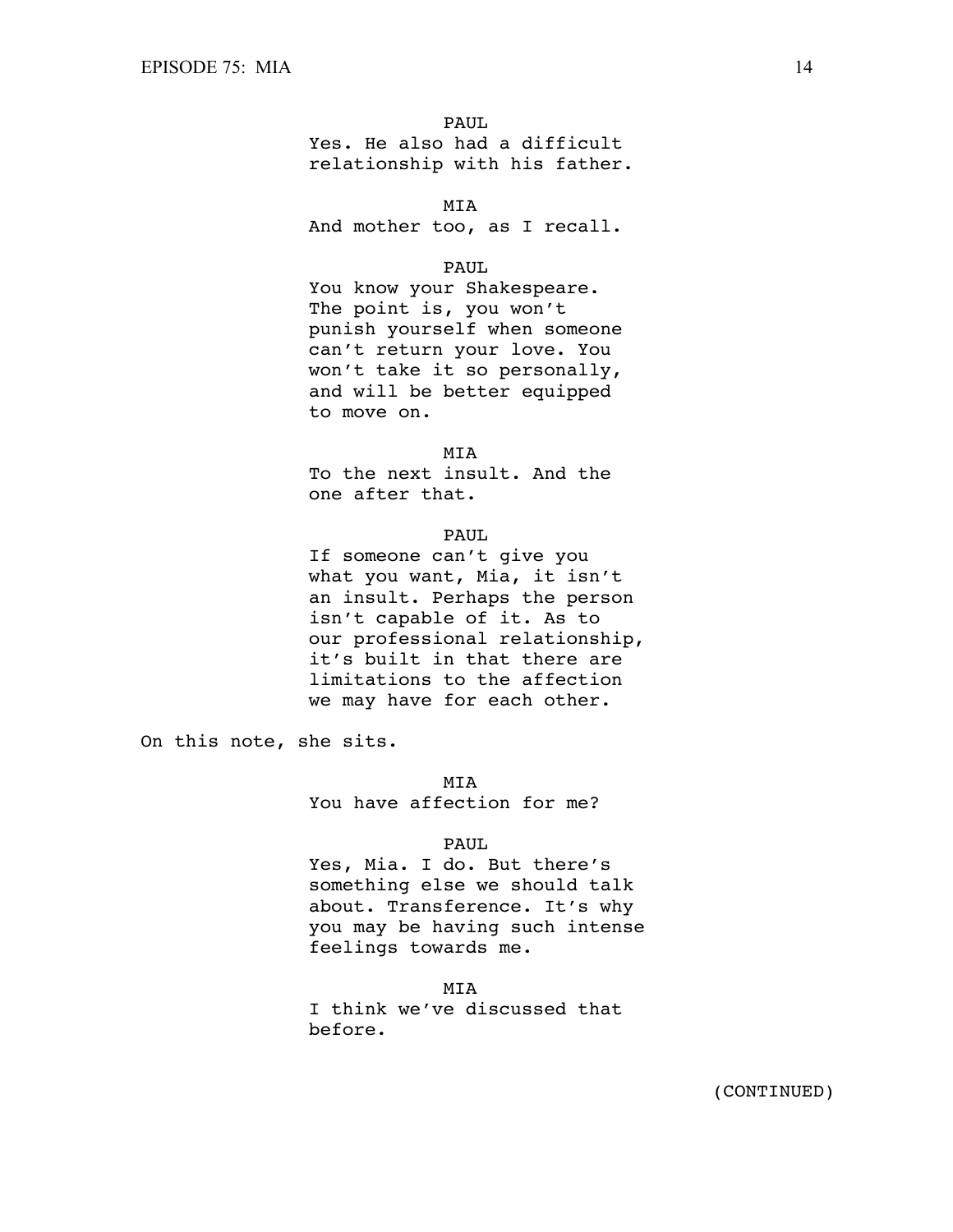PAUL

Yes. He also had a difficult relationship with his father.

MIA

And mother too, as I recall.

PAUL

You know your Shakespeare. The point is, you won't punish yourself when someone can't return your love. You won't take it so personally, and will be better equipped to move on.

MIA

To the next insult. And the one after that.

PAUL

If someone can't give you what you want, Mia, it isn't an insult. Perhaps the person isn't capable of it. As to our professional relationship, it's built in that there are limitations to the affection we may have for each other.

On this note, she sits.

MIA

You have affection for me?

PAUL

Yes, Mia. I do. But there's something else we should talk about. Transference. It's why you may be having such intense feelings towards me.

MIA

I think we've discussed that before.

(CONTINUED)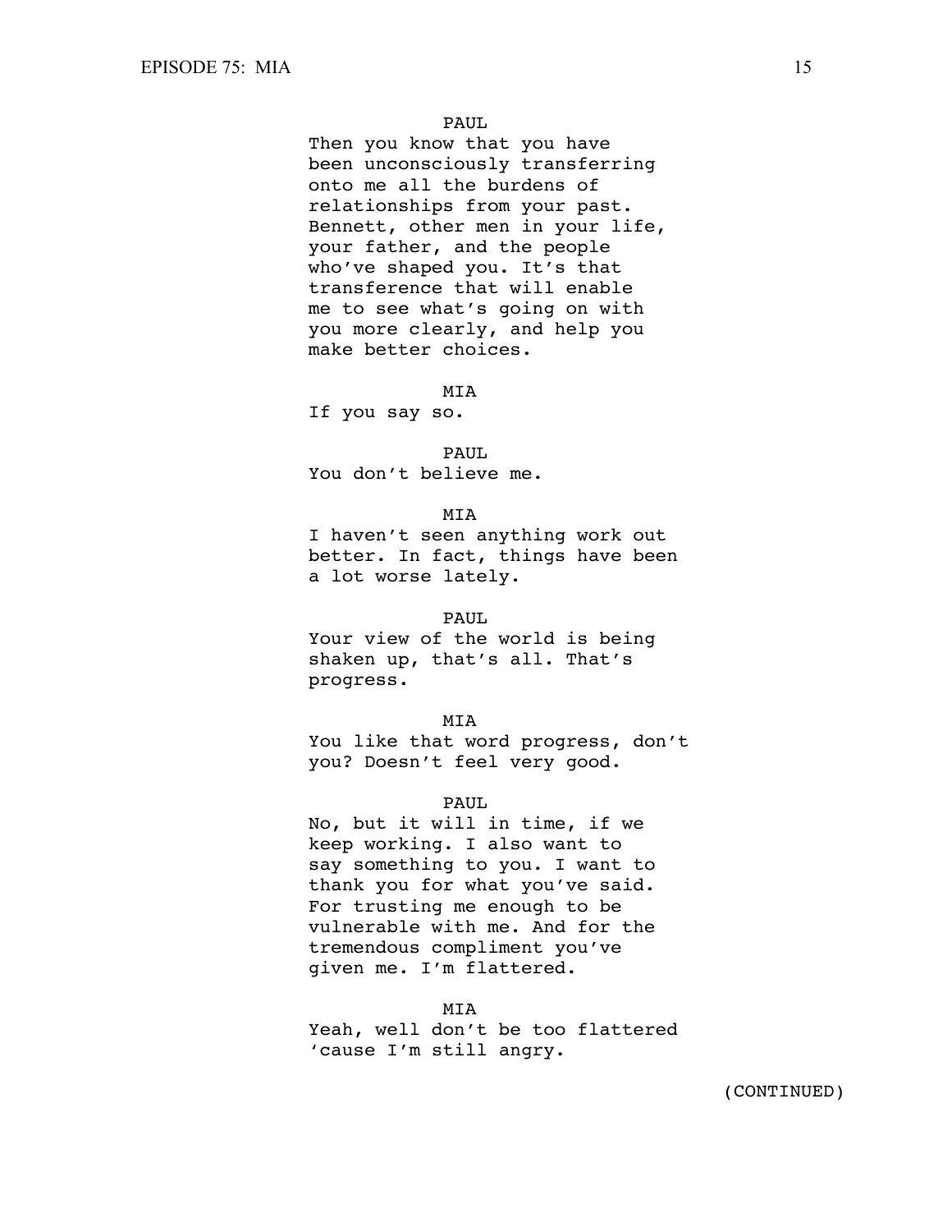PAUL

Then you know that you have been unconsciously transferring onto me all the burdens of relationships from your past. Bennett, other men in your life, your father, and the people who've shaped you. It's that transference that will enable me to see what's going on with you more clearly, and help you make better choices.

MIA

If you say so.

PAUL

You don't believe me.

MIA

I haven't seen anything work out better. In fact, things have been a lot worse lately.

PAUL

Your view of the world is being shaken up, that's all. That's progress.

MIA

You like that word progress, don't you? Doesn't feel very good.

PAUL

No, but it will in time, if we keep working. I also want to say something to you. I want to thank you for what you've said. For trusting me enough to be vulnerable with me. And for the tremendous compliment you've given me. I'm flattered.

MIA

Yeah, well don't be too flattered 'cause I'm still angry.

(CONTINUED)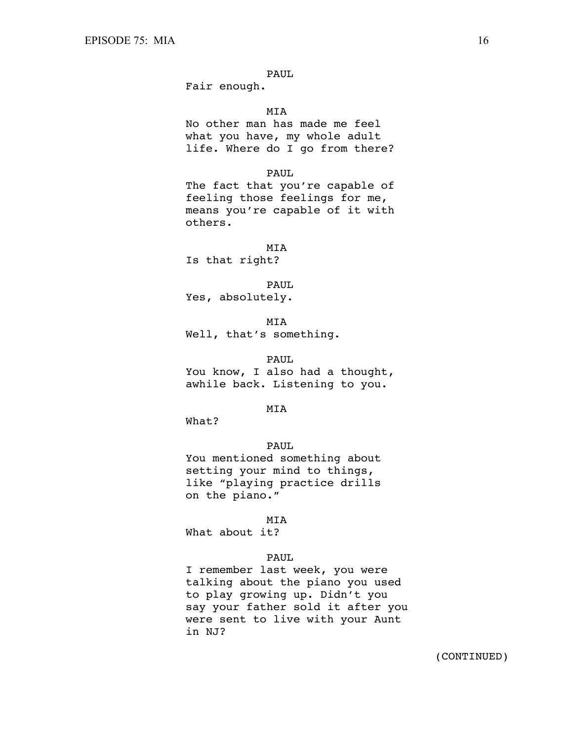PAUL

Fair enough.

MIA

No other man has made me feel what you have, my whole adult life. Where do I go from there?

PAUL

The fact that you're capable of feeling those feelings for me, means you're capable of it with others.

MIA

Is that right?

PAUL

Yes, absolutely.

MIA

Well, that's something.

PAUL

You know, I also had a thought, awhile back. Listening to you.

MIA

What?

PAUL

You mentioned something about setting your mind to things, like "playing practice drills on the piano."

MIA

What about it?

PAUL

I remember last week, you were talking about the piano you used to play growing up. Didn't you say your father sold it after you were sent to live with your Aunt in NJ?

(CONTINUED)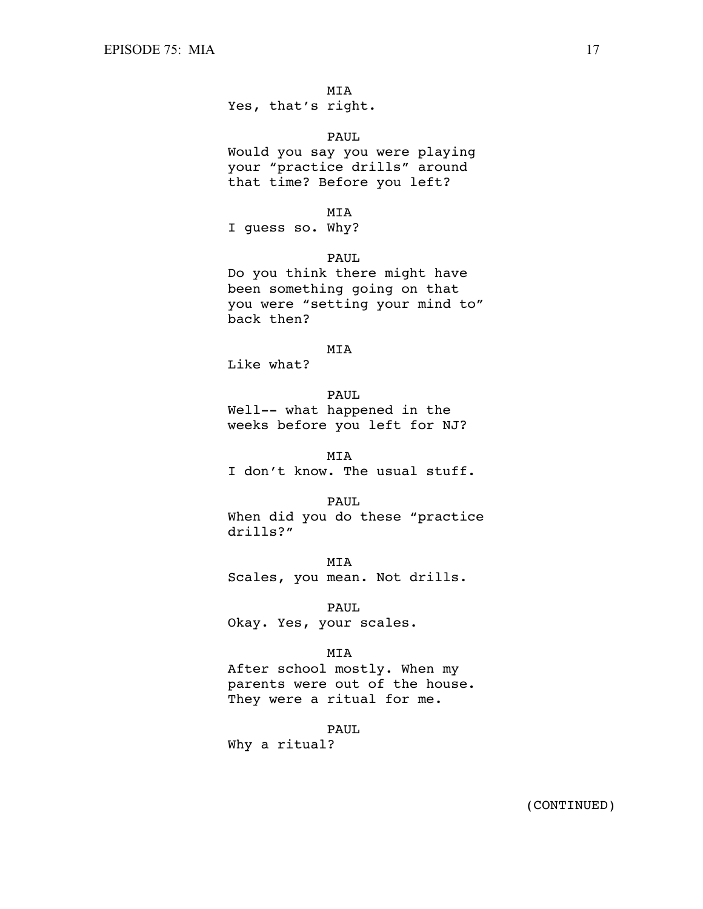MIA
Yes, that's right.

PAUL
Would you say you were playing your "practice drills" around that time? Before you left?

MIA
I guess so. Why?

PAUL
Do you think there might have been something going on that you were "setting your mind to" back then?

MIA
Like what?

PAUL
Well-- what happened in the weeks before you left for NJ?

MIA
I don't know. The usual stuff.

PAUL
When did you do these "practice drills?"

MIA
Scales, you mean. Not drills.

PAUL
Okay. Yes, your scales.

MIA
After school mostly. When my parents were out of the house. They were a ritual for me.

PAUL
Why a ritual?

(CONTINUED)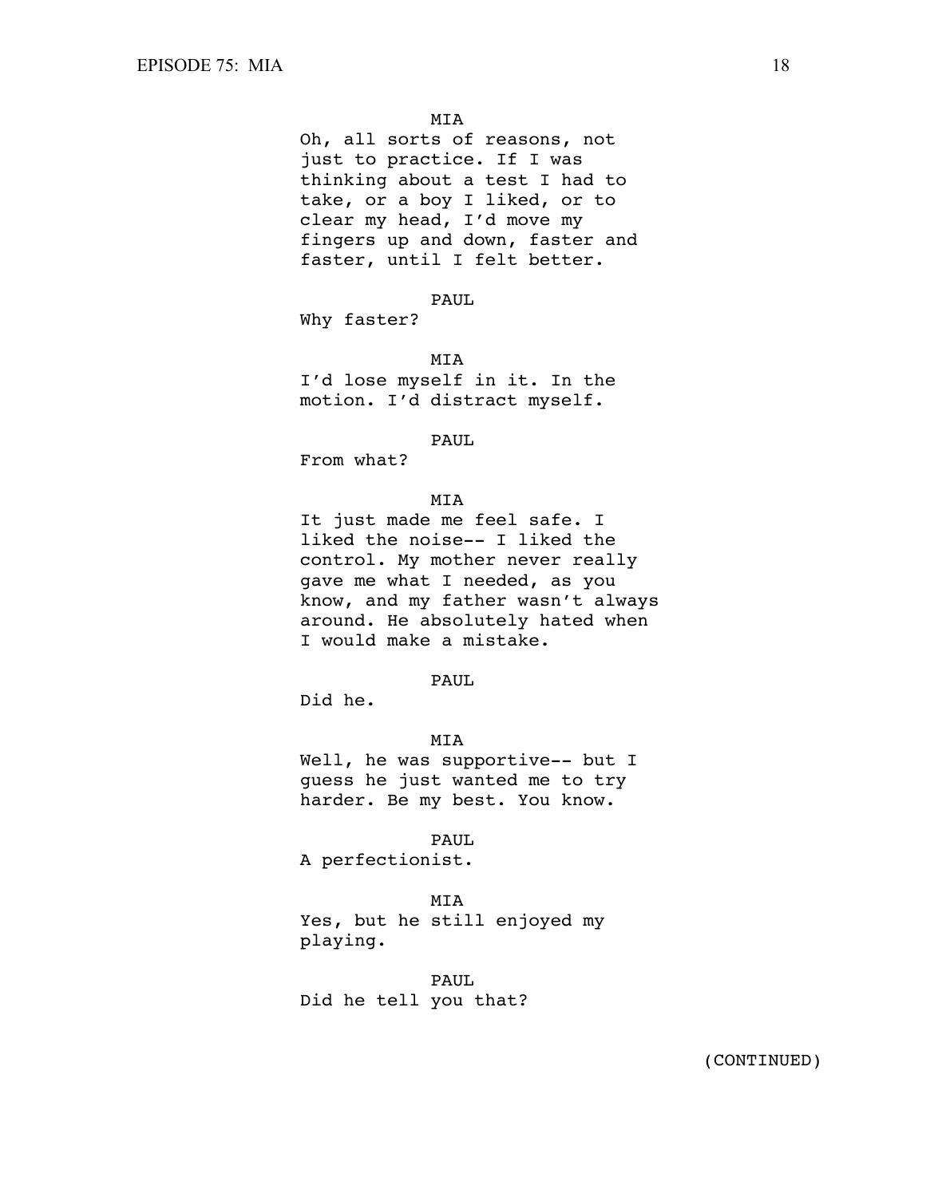MIA

Oh, all sorts of reasons, not just to practice. If I was thinking about a test I had to take, or a boy I liked, or to clear my head, I'd move my fingers up and down, faster and faster, until I felt better.

PAUL

Why faster?

MIA

I'd lose myself in it. In the motion. I'd distract myself.

PAUL

From what?

MIA

It just made me feel safe. I liked the noise-- I liked the control. My mother never really gave me what I needed, as you know, and my father wasn't always around. He absolutely hated when I would make a mistake.

PAUL

Did he.

MIA

Well, he was supportive-- but I guess he just wanted me to try harder. Be my best. You know.

PAUL

A perfectionist.

MIA

Yes, but he still enjoyed my playing.

PAUL

Did he tell you that?

(CONTINUED)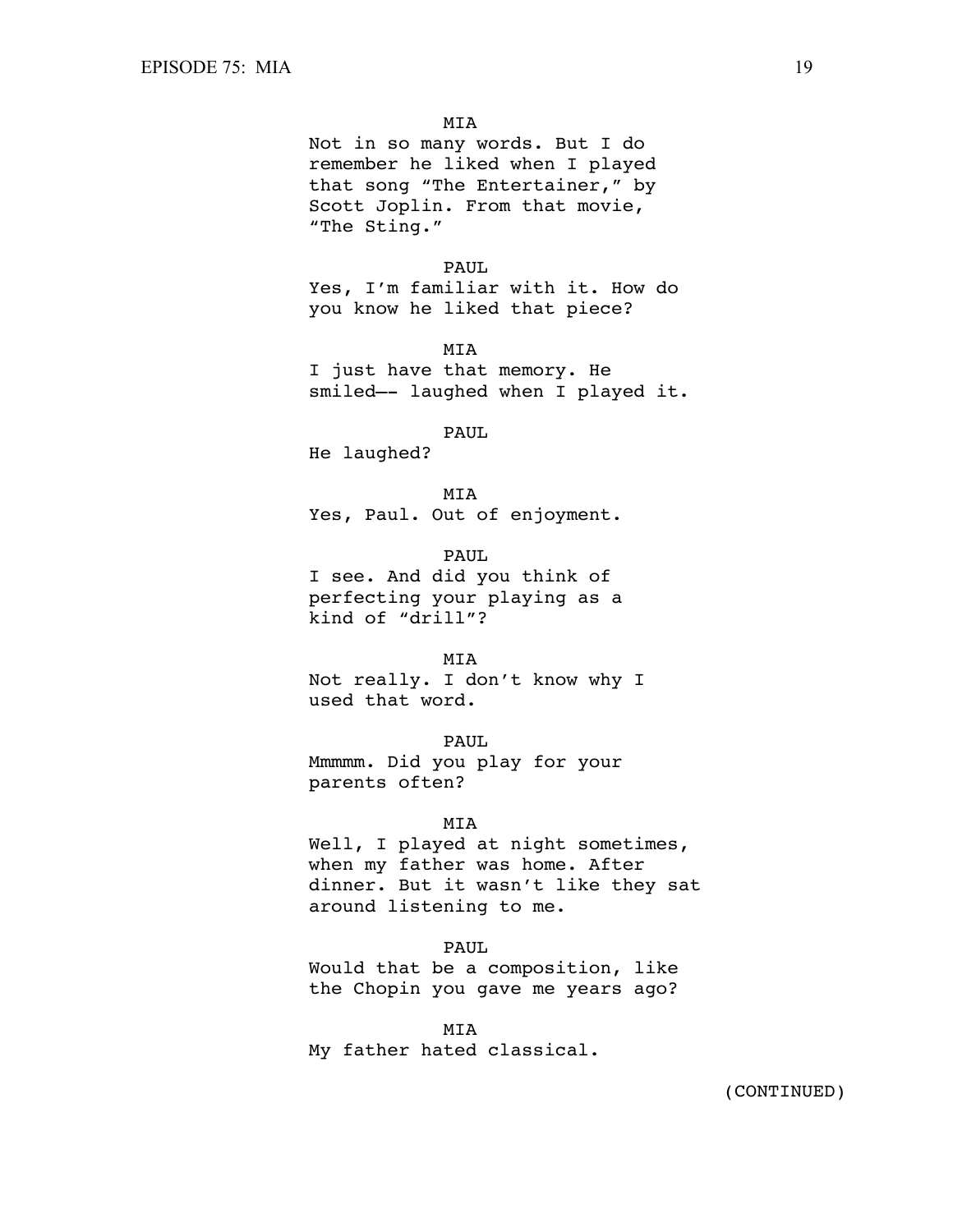MIA

Not in so many words. But I do remember he liked when I played that song "The Entertainer," by Scott Joplin. From that movie, "The Sting."

PAUL

Yes, I'm familiar with it. How do you know he liked that piece?

MIA

I just have that memory. He smiled—- laughed when I played it.

PAUL

He laughed?

MIA

Yes, Paul. Out of enjoyment.

PAUL

I see. And did you think of perfecting your playing as a kind of "drill"?

MIA

Not really. I don't know why I used that word.

PAUL

Mmmmm. Did you play for your parents often?

MIA

Well, I played at night sometimes, when my father was home. After dinner. But it wasn't like they sat around listening to me.

PAUL

Would that be a composition, like the Chopin you gave me years ago?

MIA

My father hated classical.

(CONTINUED)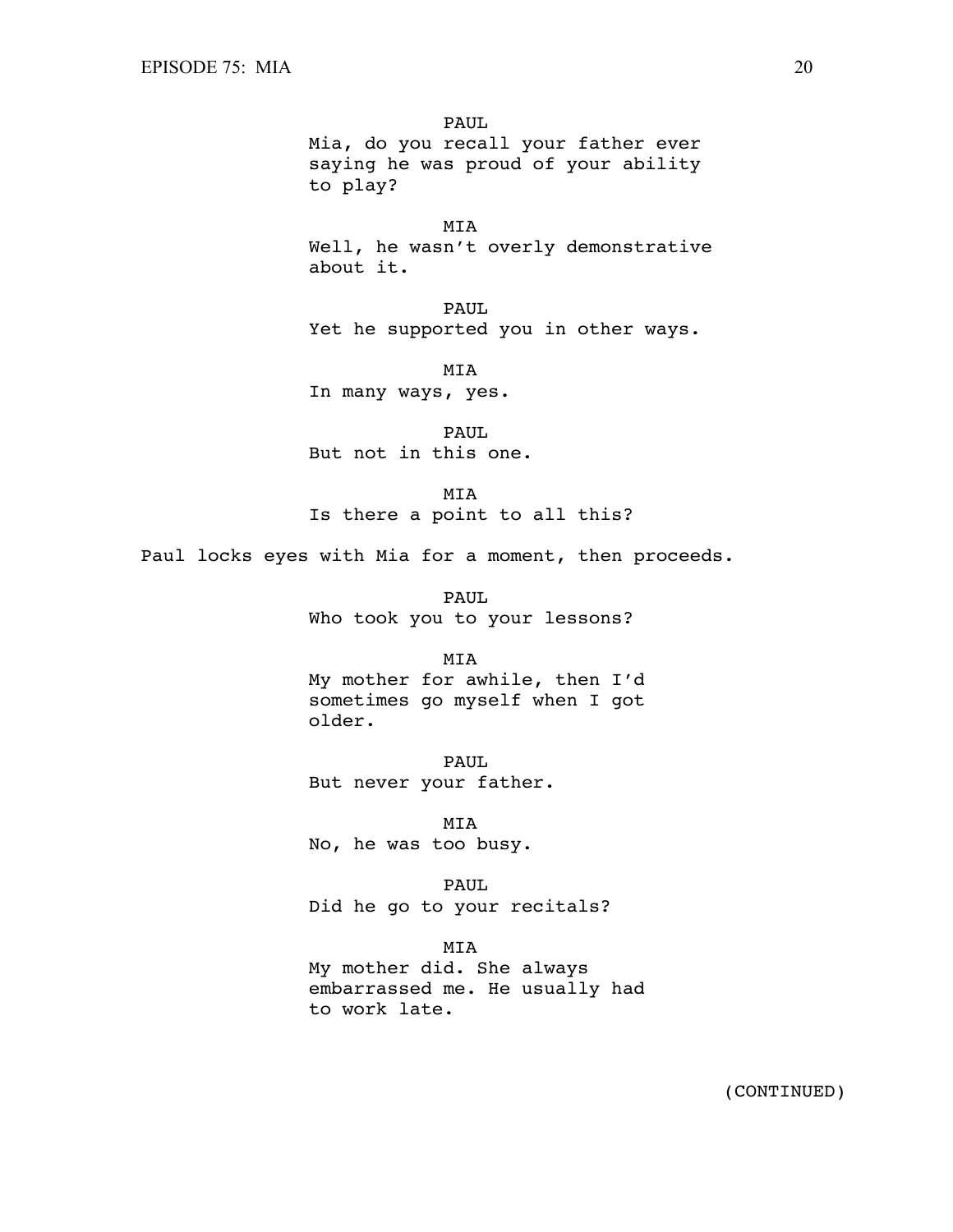PAUL
Mia, do you recall your father ever saying he was proud of your ability to play?

MIA
Well, he wasn't overly demonstrative about it.

PAUL
Yet he supported you in other ways.

MIA
In many ways, yes.

PAUL
But not in this one.

MIA
Is there a point to all this?

Paul locks eyes with Mia for a moment, then proceeds.

PAUL
Who took you to your lessons?

MIA
My mother for awhile, then I'd sometimes go myself when I got older.

PAUL
But never your father.

MIA
No, he was too busy.

PAUL
Did he go to your recitals?

MIA
My mother did. She always embarrassed me. He usually had to work late.

(CONTINUED)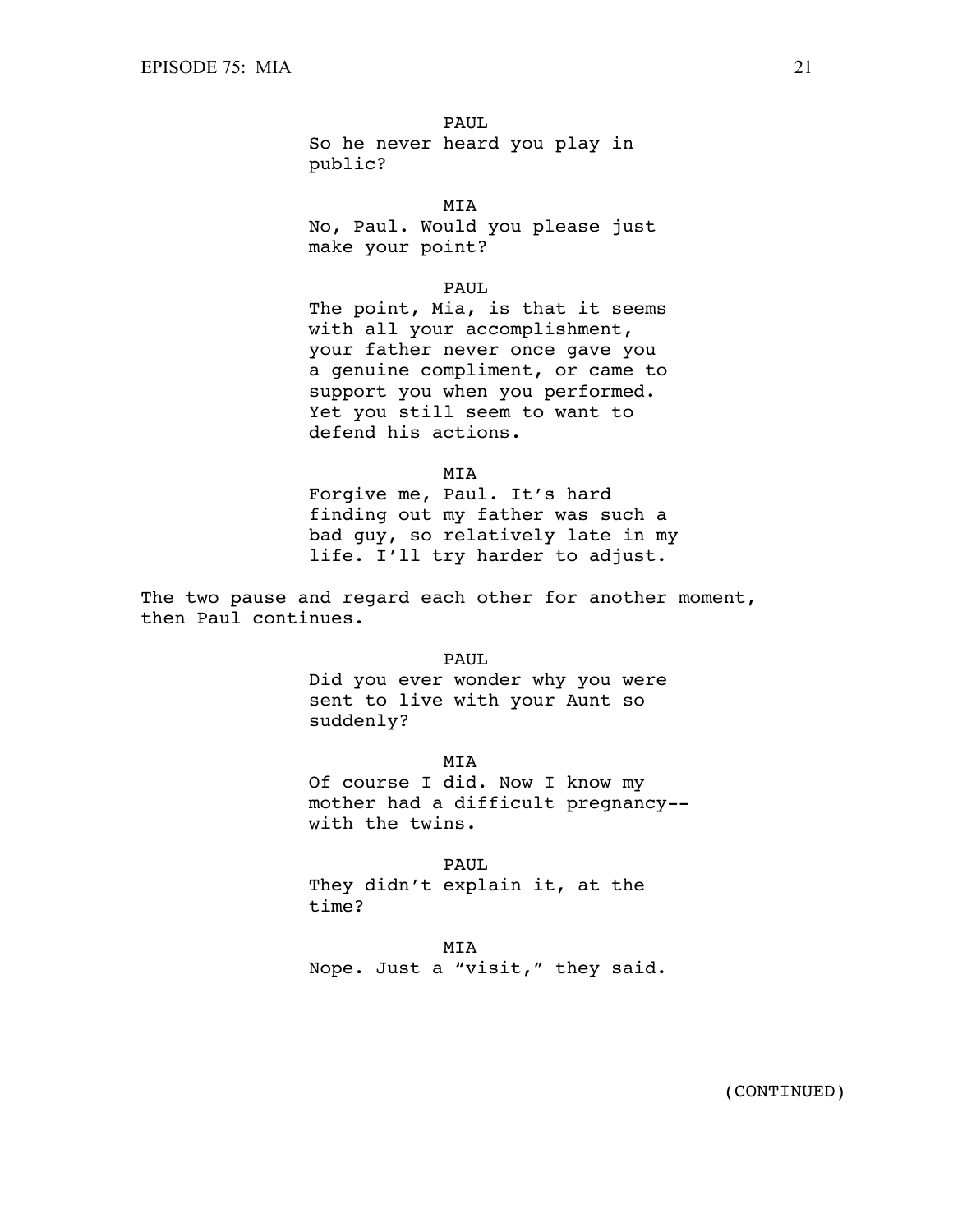PAUL
So he never heard you play in public?

MIA
No, Paul. Would you please just make your point?

PAUL
The point, Mia, is that it seems with all your accomplishment, your father never once gave you a genuine compliment, or came to support you when you performed. Yet you still seem to want to defend his actions.

MIA
Forgive me, Paul. It's hard finding out my father was such a bad guy, so relatively late in my life. I'll try harder to adjust.

The two pause and regard each other for another moment, then Paul continues.

PAUL
Did you ever wonder why you were sent to live with your Aunt so suddenly?

MIA
Of course I did. Now I know my mother had a difficult pregnancy-- with the twins.

PAUL
They didn't explain it, at the time?

MIA
Nope. Just a "visit," they said.

(CONTINUED)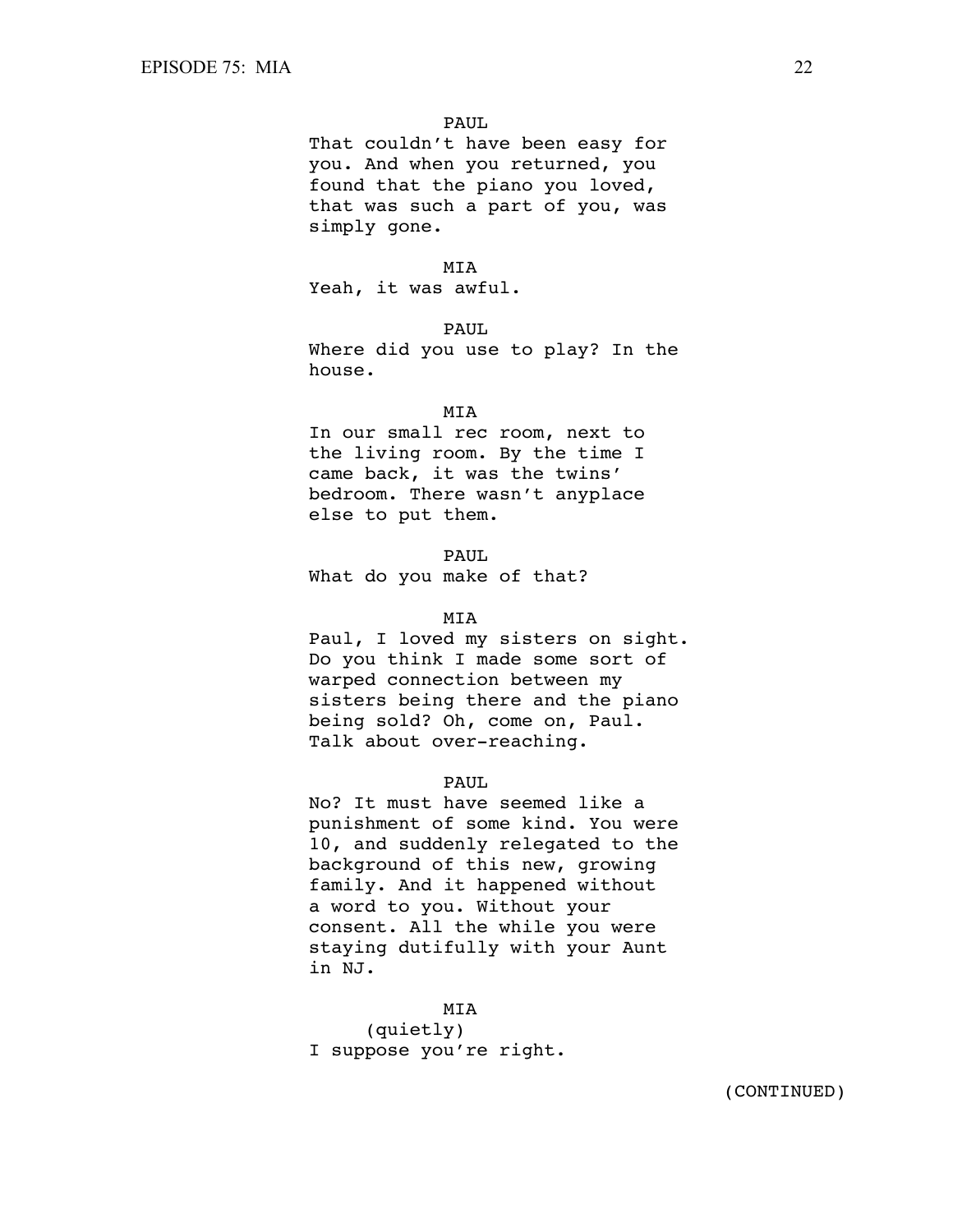PAUL

That couldn't have been easy for you. And when you returned, you found that the piano you loved, that was such a part of you, was simply gone.

MIA

Yeah, it was awful.

PAUL

Where did you use to play? In the house.

MIA

In our small rec room, next to the living room. By the time I came back, it was the twins' bedroom. There wasn't anyplace else to put them.

PAUL

What do you make of that?

MIA

Paul, I loved my sisters on sight. Do you think I made some sort of warped connection between my sisters being there and the piano being sold? Oh, come on, Paul. Talk about over-reaching.

PAUL

No? It must have seemed like a punishment of some kind. You were 10, and suddenly relegated to the background of this new, growing family. And it happened without a word to you. Without your consent. All the while you were staying dutifully with your Aunt in NJ.

MIA

(quietly)

I suppose you're right.

(CONTINUED)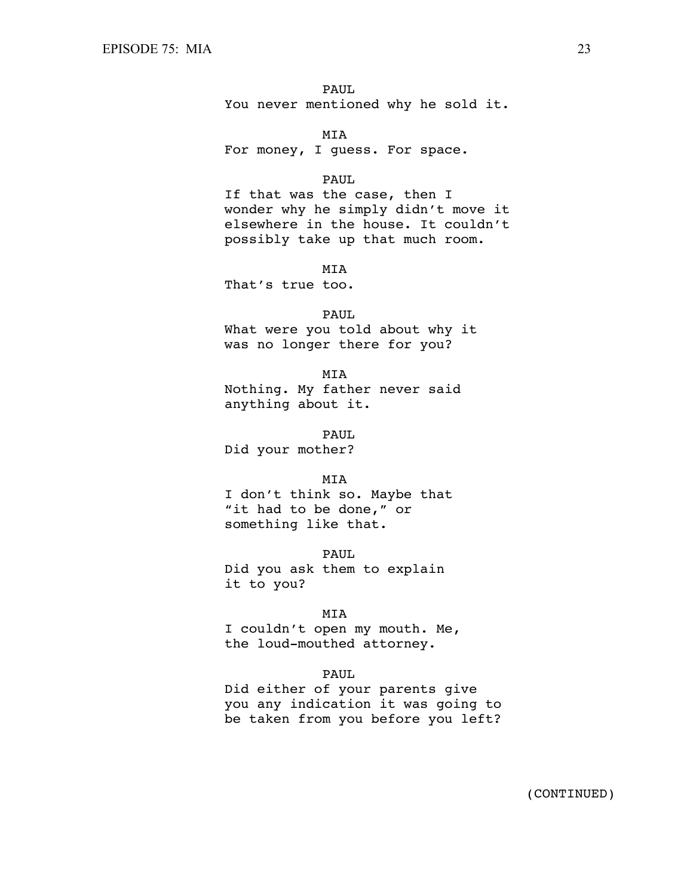PAUL
You never mentioned why he sold it.

MIA
For money, I guess. For space.

PAUL
If that was the case, then I wonder why he simply didn't move it elsewhere in the house. It couldn't possibly take up that much room.

MIA
That's true too.

PAUL
What were you told about why it was no longer there for you?

MIA
Nothing. My father never said anything about it.

PAUL
Did your mother?

MIA
I don't think so. Maybe that "it had to be done," or something like that.

PAUL
Did you ask them to explain it to you?

MIA
I couldn't open my mouth. Me, the loud-mouthed attorney.

PAUL
Did either of your parents give you any indication it was going to be taken from you before you left?

(CONTINUED)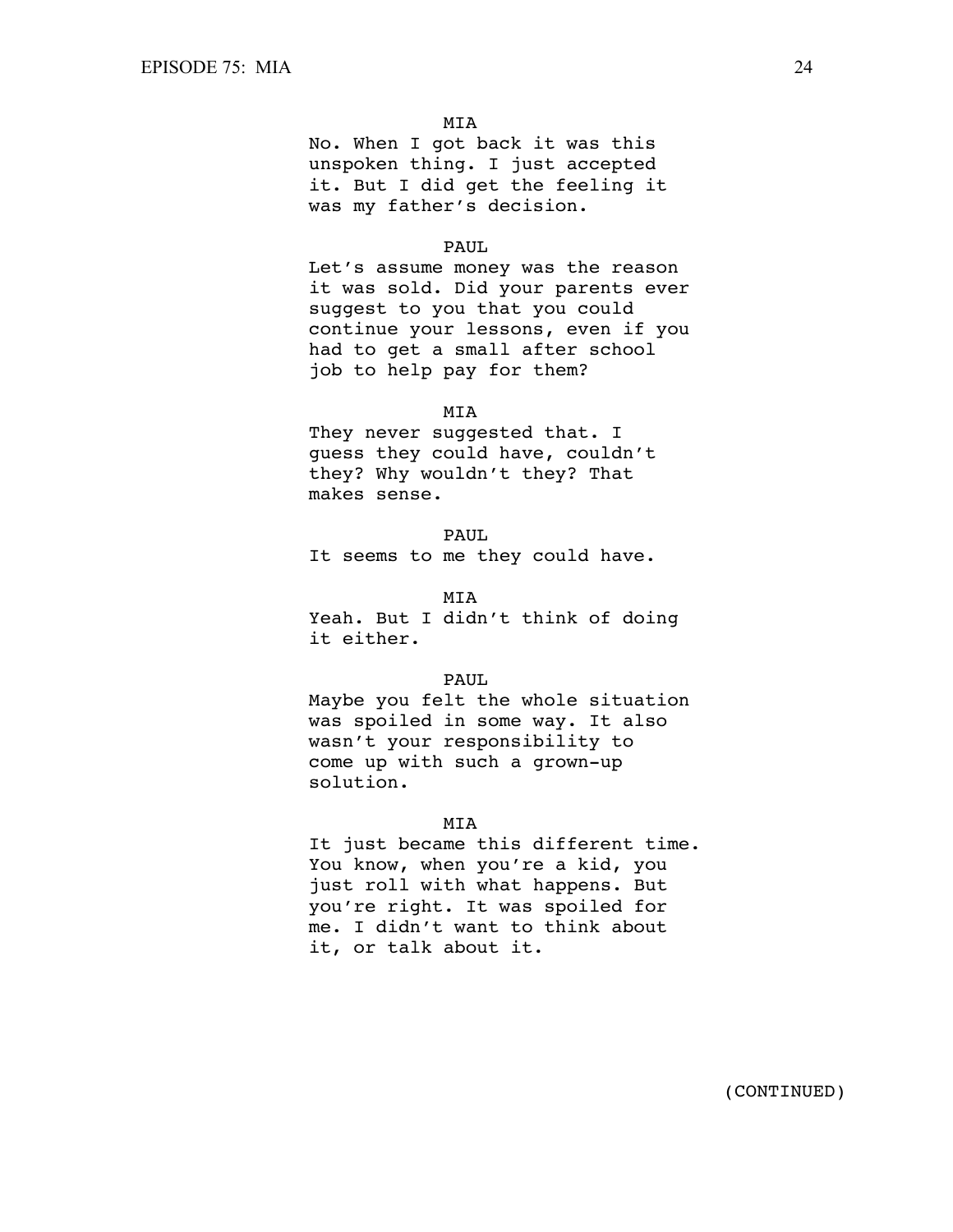MIA

No. When I got back it was this unspoken thing. I just accepted it. But I did get the feeling it was my father's decision.

PAUL

Let's assume money was the reason it was sold. Did your parents ever suggest to you that you could continue your lessons, even if you had to get a small after school job to help pay for them?

MIA

They never suggested that. I guess they could have, couldn't they? Why wouldn't they? That makes sense.

PAUL

It seems to me they could have.

MIA

Yeah. But I didn't think of doing it either.

PAUL

Maybe you felt the whole situation was spoiled in some way. It also wasn't your responsibility to come up with such a grown-up solution.

MIA

It just became this different time. You know, when you're a kid, you just roll with what happens. But you're right. It was spoiled for me. I didn't want to think about it, or talk about it.

(CONTINUED)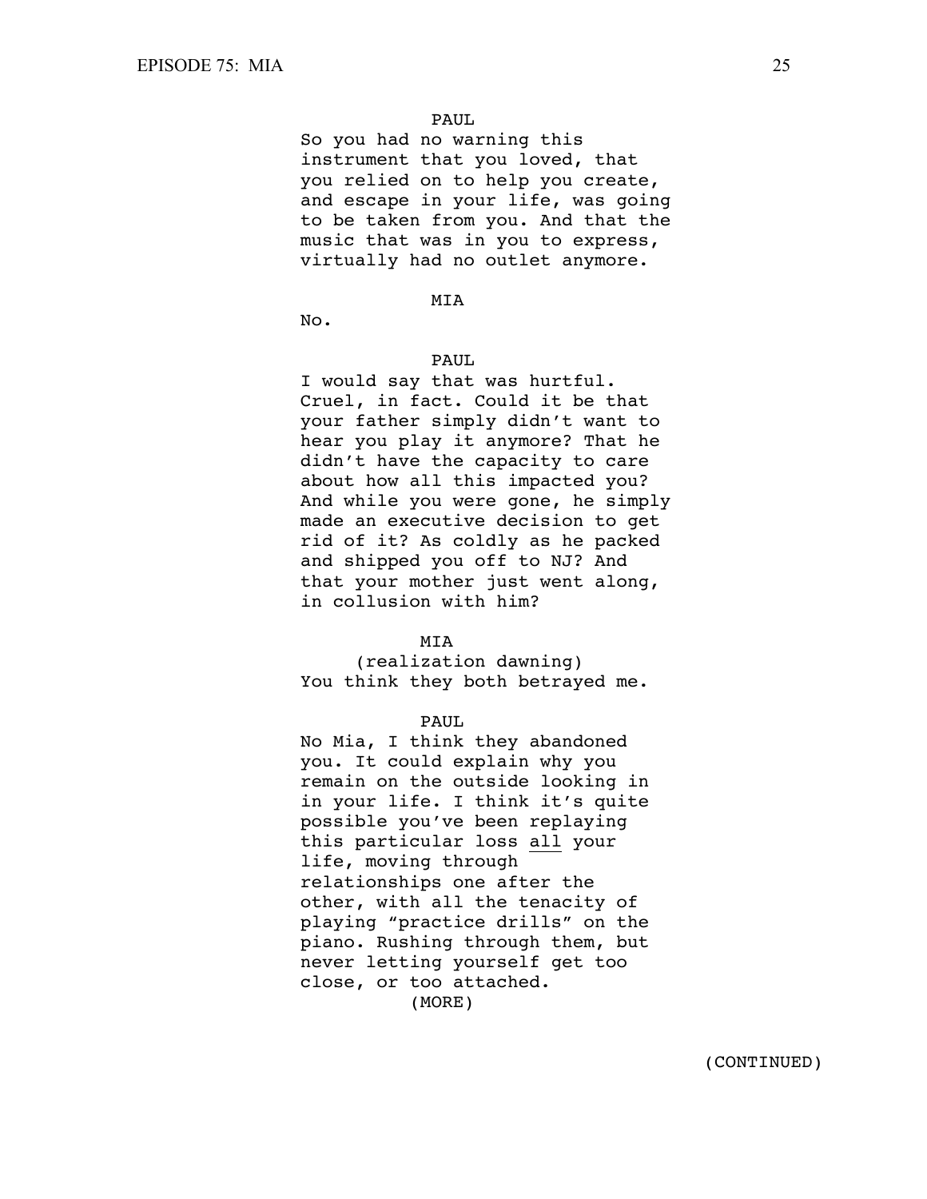PAUL

So you had no warning this instrument that you loved, that you relied on to help you create, and escape in your life, was going to be taken from you. And that the music that was in you to express, virtually had no outlet anymore.

MIA

No.

PAUL

I would say that was hurtful. Cruel, in fact. Could it be that your father simply didn't want to hear you play it anymore? That he didn't have the capacity to care about how all this impacted you? And while you were gone, he simply made an executive decision to get rid of it? As coldly as he packed and shipped you off to NJ? And that your mother just went along, in collusion with him?

MIA

(realization dawning)

You think they both betrayed me.

PAUL

No Mia, I think they abandoned you. It could explain why you remain on the outside looking in in your life. I think it's quite possible you've been replaying this particular loss <u>all</u> your life, moving through relationships one after the other, with all the tenacity of playing "practice drills" on the piano. Rushing through them, but never letting yourself get too close, or too attached.

(MORE)

(CONTINUED)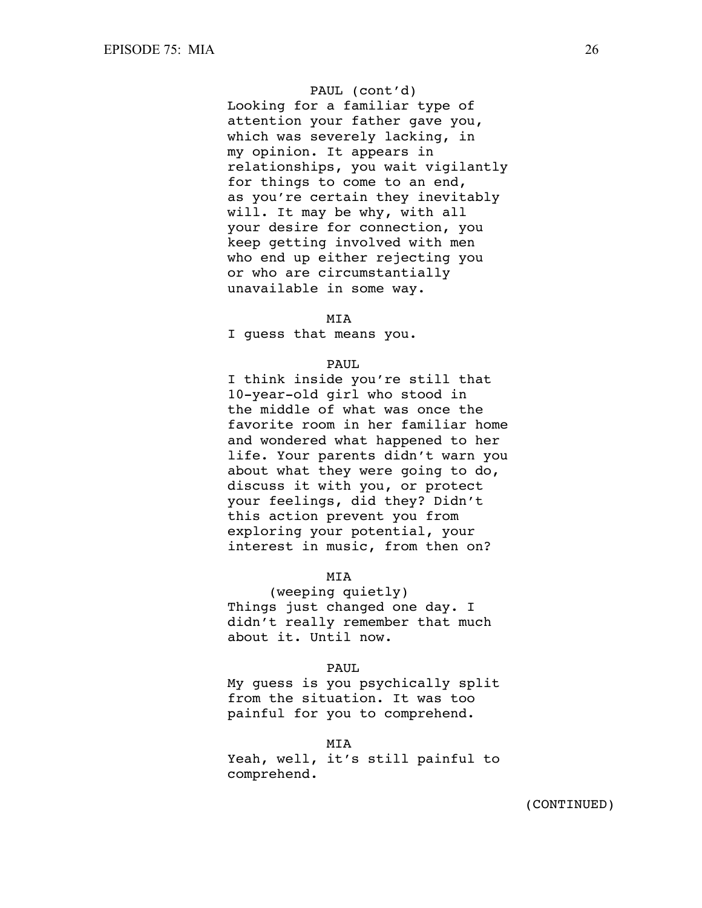PAUL (cont'd)

Looking for a familiar type of attention your father gave you, which was severely lacking, in my opinion. It appears in relationships, you wait vigilantly for things to come to an end, as you're certain they inevitably will. It may be why, with all your desire for connection, you keep getting involved with men who end up either rejecting you or who are circumstantially unavailable in some way.

MIA

I guess that means you.

PAUL

I think inside you're still that 10-year-old girl who stood in the middle of what was once the favorite room in her familiar home and wondered what happened to her life. Your parents didn't warn you about what they were going to do, discuss it with you, or protect your feelings, did they? Didn't this action prevent you from exploring your potential, your interest in music, from then on?

MIA

(weeping quietly)

Things just changed one day. I didn't really remember that much about it. Until now.

PAUL

My guess is you psychically split from the situation. It was too painful for you to comprehend.

MIA

Yeah, well, it's still painful to comprehend.

(CONTINUED)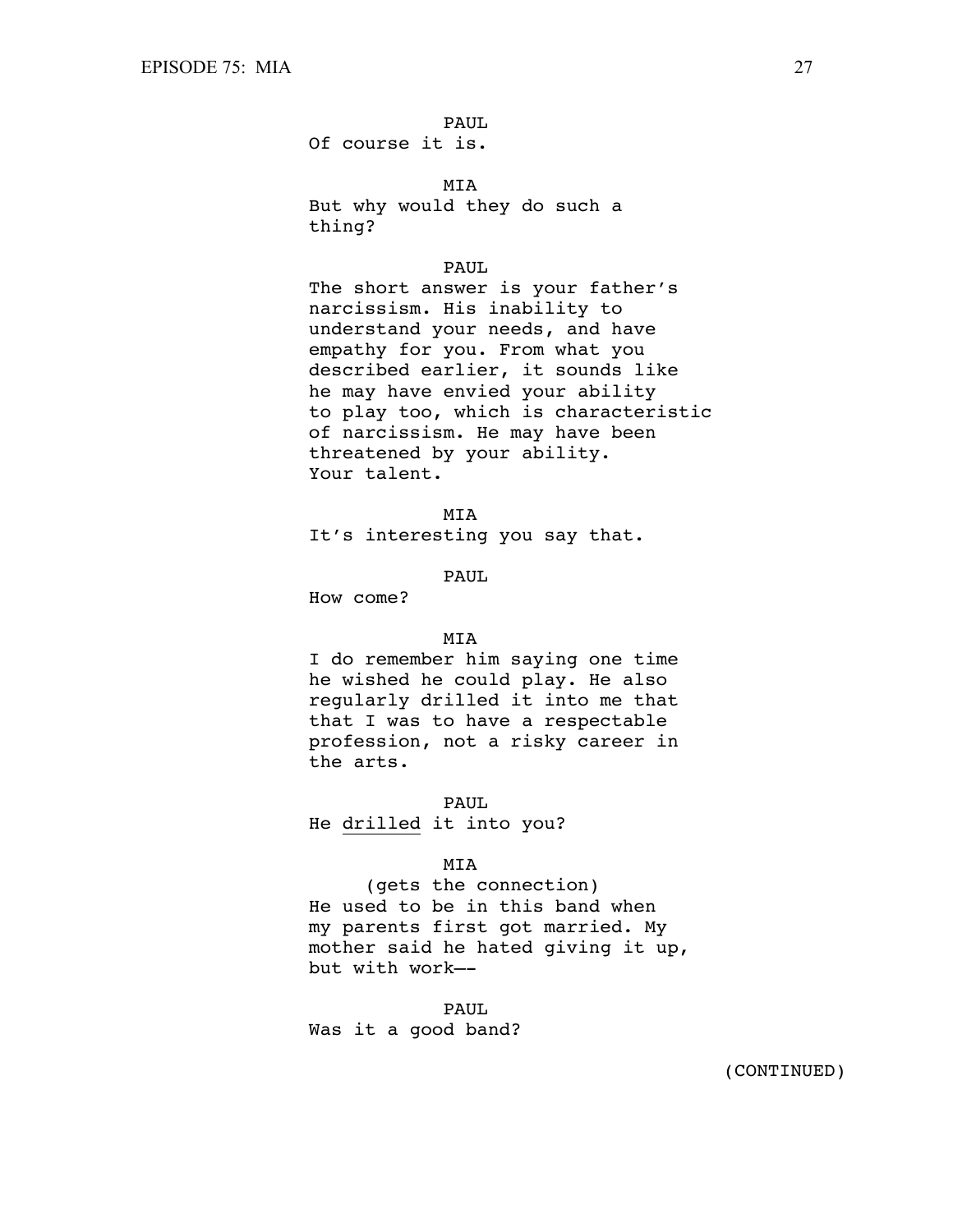PAUL
Of course it is.

MIA
But why would they do such a thing?

PAUL
The short answer is your father's narcissism. His inability to understand your needs, and have empathy for you. From what you described earlier, it sounds like he may have envied your ability to play too, which is characteristic of narcissism. He may have been threatened by your ability. Your talent.

MIA
It's interesting you say that.

PAUL
How come?

MIA
I do remember him saying one time he wished he could play. He also regularly drilled it into me that that I was to have a respectable profession, not a risky career in the arts.

PAUL
He <u>drilled</u> it into you?

MIA
(gets the connection)
He used to be in this band when my parents first got married. My mother said he hated giving it up, but with work--

PAUL
Was it a good band?

(CONTINUED)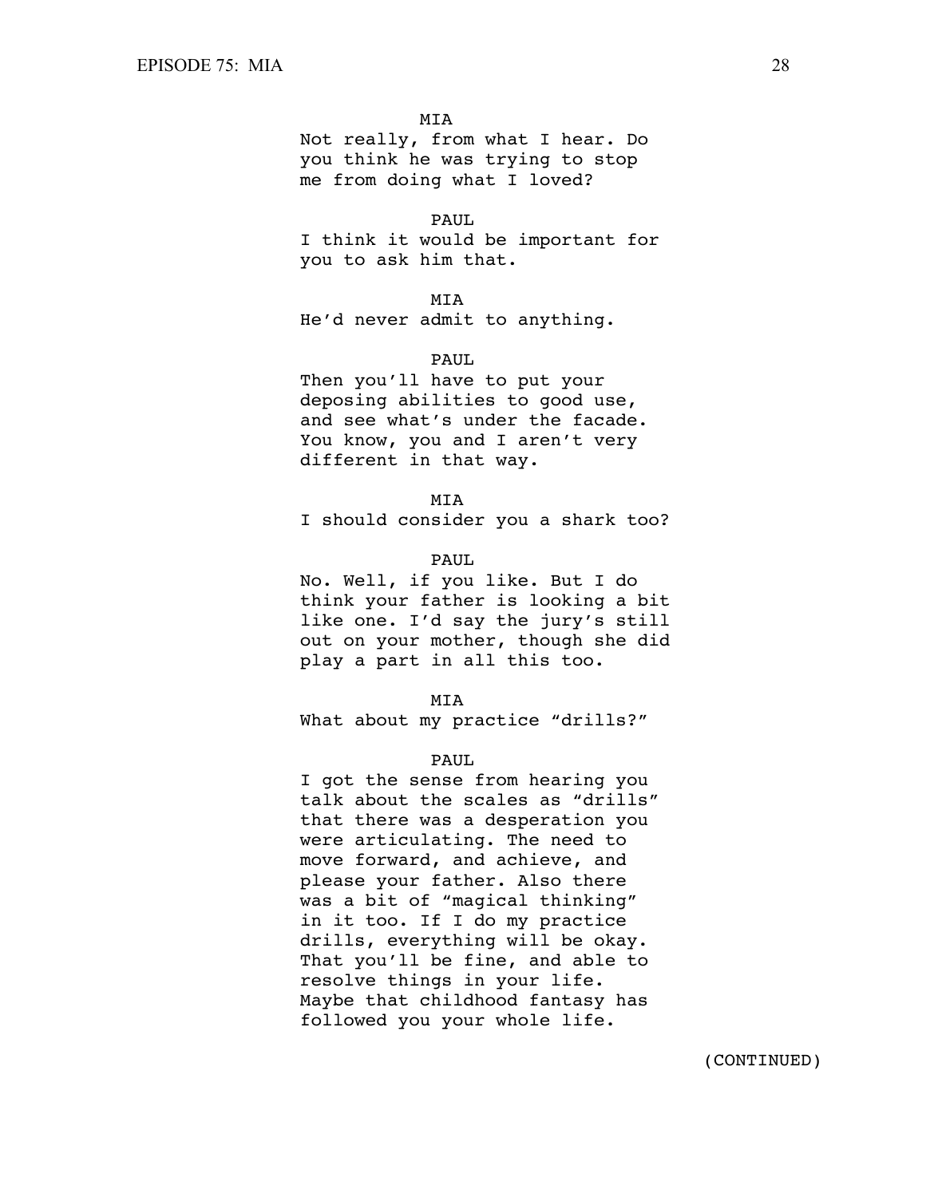MIA

Not really, from what I hear. Do you think he was trying to stop me from doing what I loved?

PAUL

I think it would be important for you to ask him that.

MIA

He'd never admit to anything.

PAUL

Then you'll have to put your deposing abilities to good use, and see what's under the facade. You know, you and I aren't very different in that way.

MIA

I should consider you a shark too?

PAUL

No. Well, if you like. But I do think your father is looking a bit like one. I'd say the jury's still out on your mother, though she did play a part in all this too.

MIA

What about my practice "drills?"

PAUL

I got the sense from hearing you talk about the scales as "drills" that there was a desperation you were articulating. The need to move forward, and achieve, and please your father. Also there was a bit of "magical thinking" in it too. If I do my practice drills, everything will be okay. That you'll be fine, and able to resolve things in your life. Maybe that childhood fantasy has followed you your whole life.

(CONTINUED)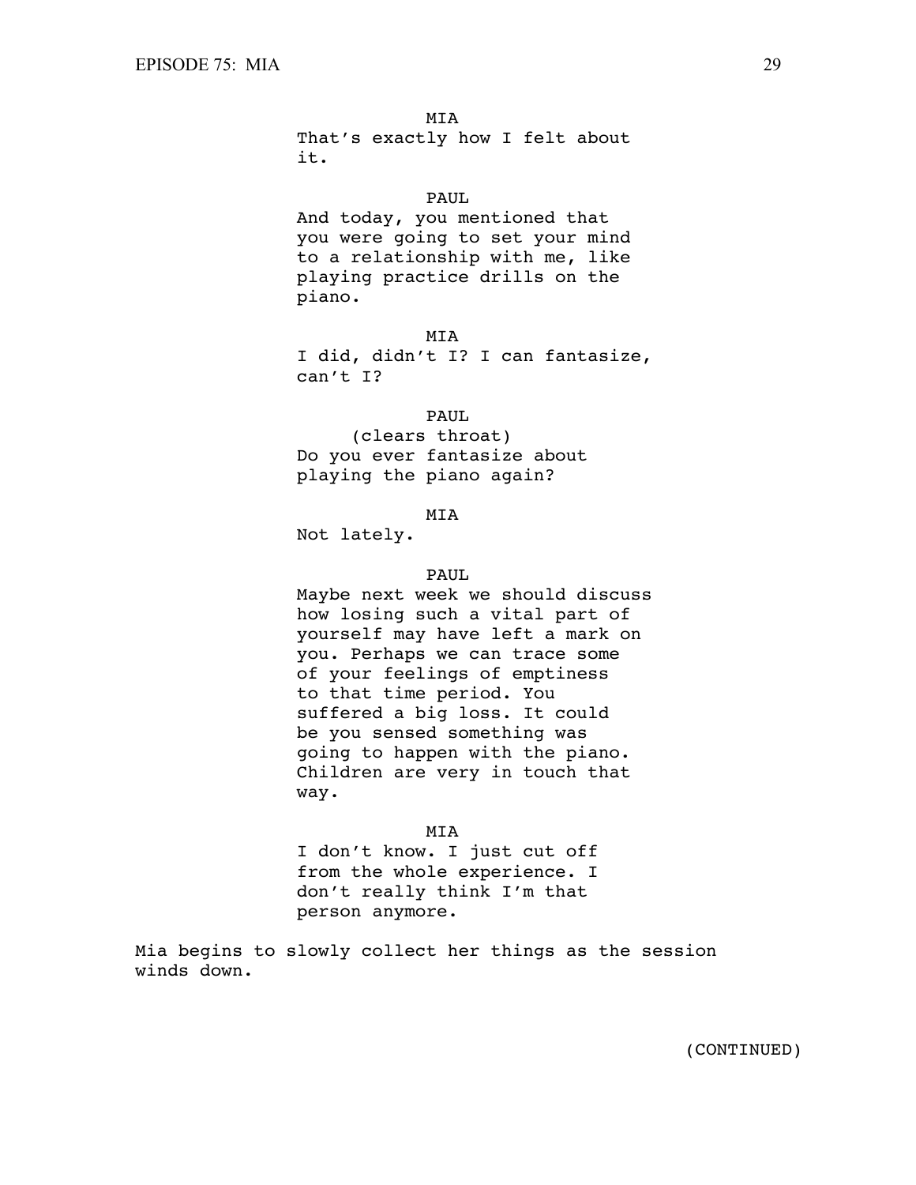MIA

That's exactly how I felt about it.

PAUL

And today, you mentioned that you were going to set your mind to a relationship with me, like playing practice drills on the piano.

MIA

I did, didn't I? I can fantasize, can't I?

PAUL

(clears throat)

Do you ever fantasize about playing the piano again?

MIA

Not lately.

PAUL

Maybe next week we should discuss how losing such a vital part of yourself may have left a mark on you. Perhaps we can trace some of your feelings of emptiness to that time period. You suffered a big loss. It could be you sensed something was going to happen with the piano. Children are very in touch that way.

MIA

I don't know. I just cut off from the whole experience. I don't really think I'm that person anymore.

Mia begins to slowly collect her things as the session winds down.

(CONTINUED)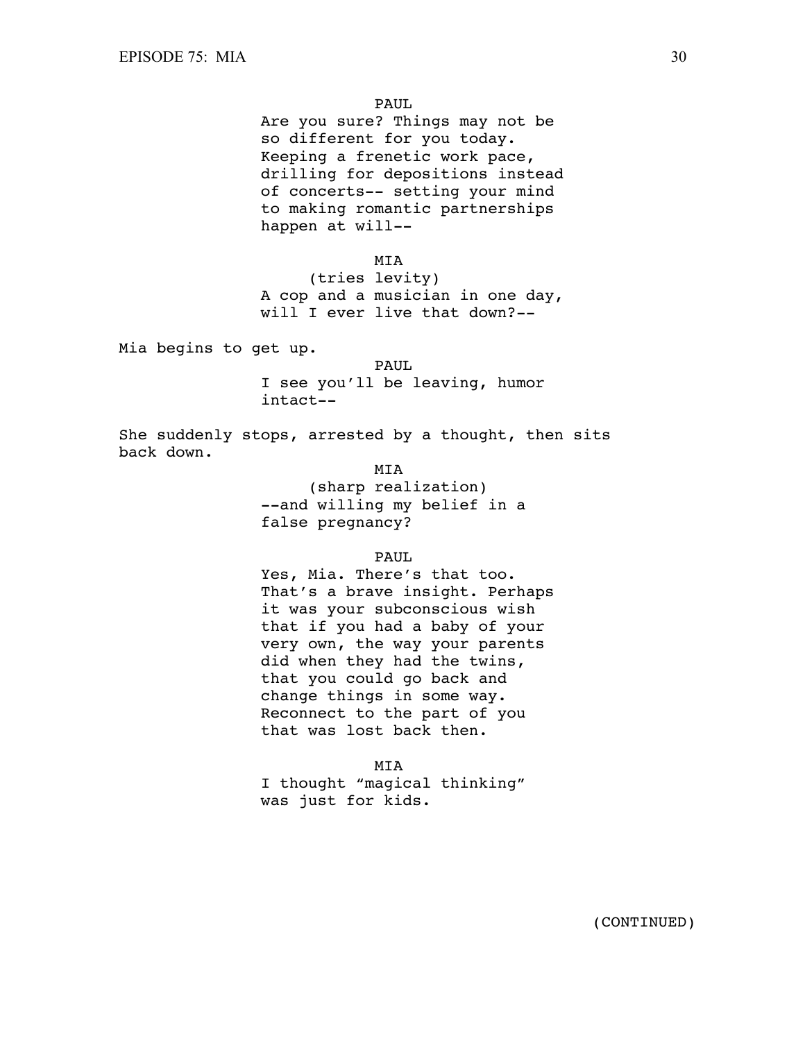PAUL

Are you sure? Things may not be so different for you today. Keeping a frenetic work pace, drilling for depositions instead of concerts-- setting your mind to making romantic partnerships happen at will--

MIA

(tries levity)

A cop and a musician in one day, will I ever live that down?--

Mia begins to get up.

PAUL

I see you'll be leaving, humor intact--

She suddenly stops, arrested by a thought, then sits back down.

MIA

(sharp realization)

--and willing my belief in a false pregnancy?

PAUL

Yes, Mia. There's that too. That's a brave insight. Perhaps it was your subconscious wish that if you had a baby of your very own, the way your parents did when they had the twins, that you could go back and change things in some way. Reconnect to the part of you that was lost back then.

MIA

I thought "magical thinking" was just for kids.

(CONTINUED)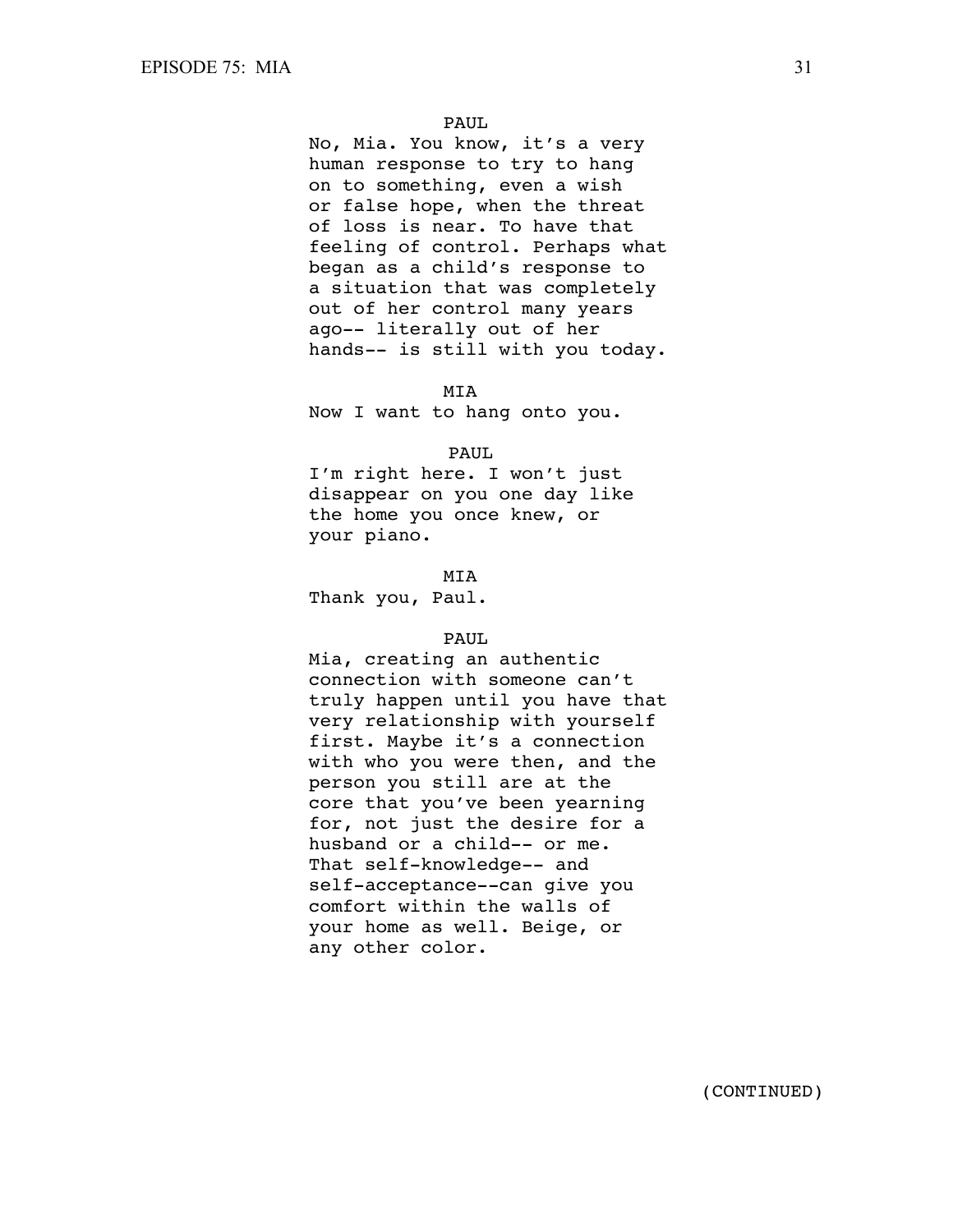PAUL

No, Mia. You know, it's a very human response to try to hang on to something, even a wish or false hope, when the threat of loss is near. To have that feeling of control. Perhaps what began as a child's response to a situation that was completely out of her control many years ago-- literally out of her hands-- is still with you today.

MIA

Now I want to hang onto you.

PAUL

I'm right here. I won't just disappear on you one day like the home you once knew, or your piano.

MIA

Thank you, Paul.

PAUL

Mia, creating an authentic connection with someone can't truly happen until you have that very relationship with yourself first. Maybe it's a connection with who you were then, and the person you still are at the core that you've been yearning for, not just the desire for a husband or a child-- or me. That self-knowledge-- and self-acceptance--can give you comfort within the walls of your home as well. Beige, or any other color.

(CONTINUED)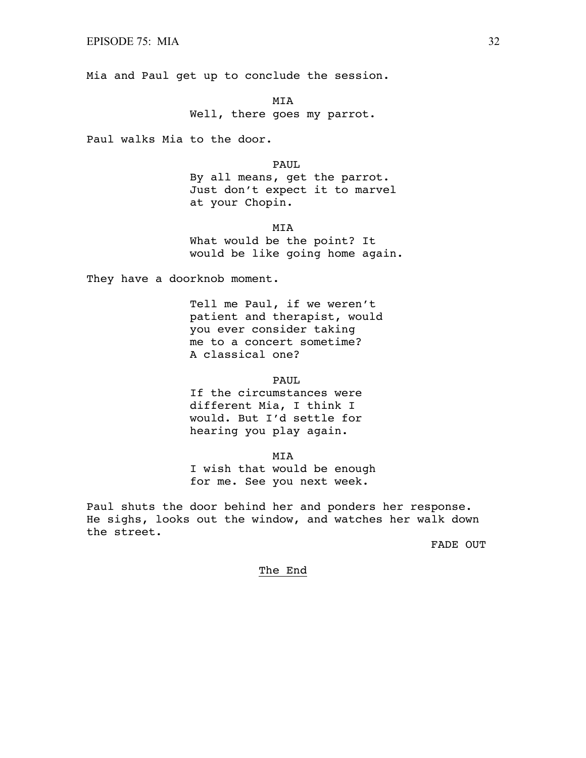Mia and Paul get up to conclude the session.

MIA
Well, there goes my parrot.

Paul walks Mia to the door.

PAUL
By all means, get the parrot. Just don't expect it to marvel at your Chopin.

MIA
What would be the point? It would be like going home again.

They have a doorknob moment.

Tell me Paul, if we weren't patient and therapist, would you ever consider taking me to a concert sometime? A classical one?

PAUL
If the circumstances were different Mia, I think I would. But I'd settle for hearing you play again.

MIA
I wish that would be enough for me. See you next week.

Paul shuts the door behind her and ponders her response. He sighs, looks out the window, and watches her walk down the street.

FADE OUT

The End